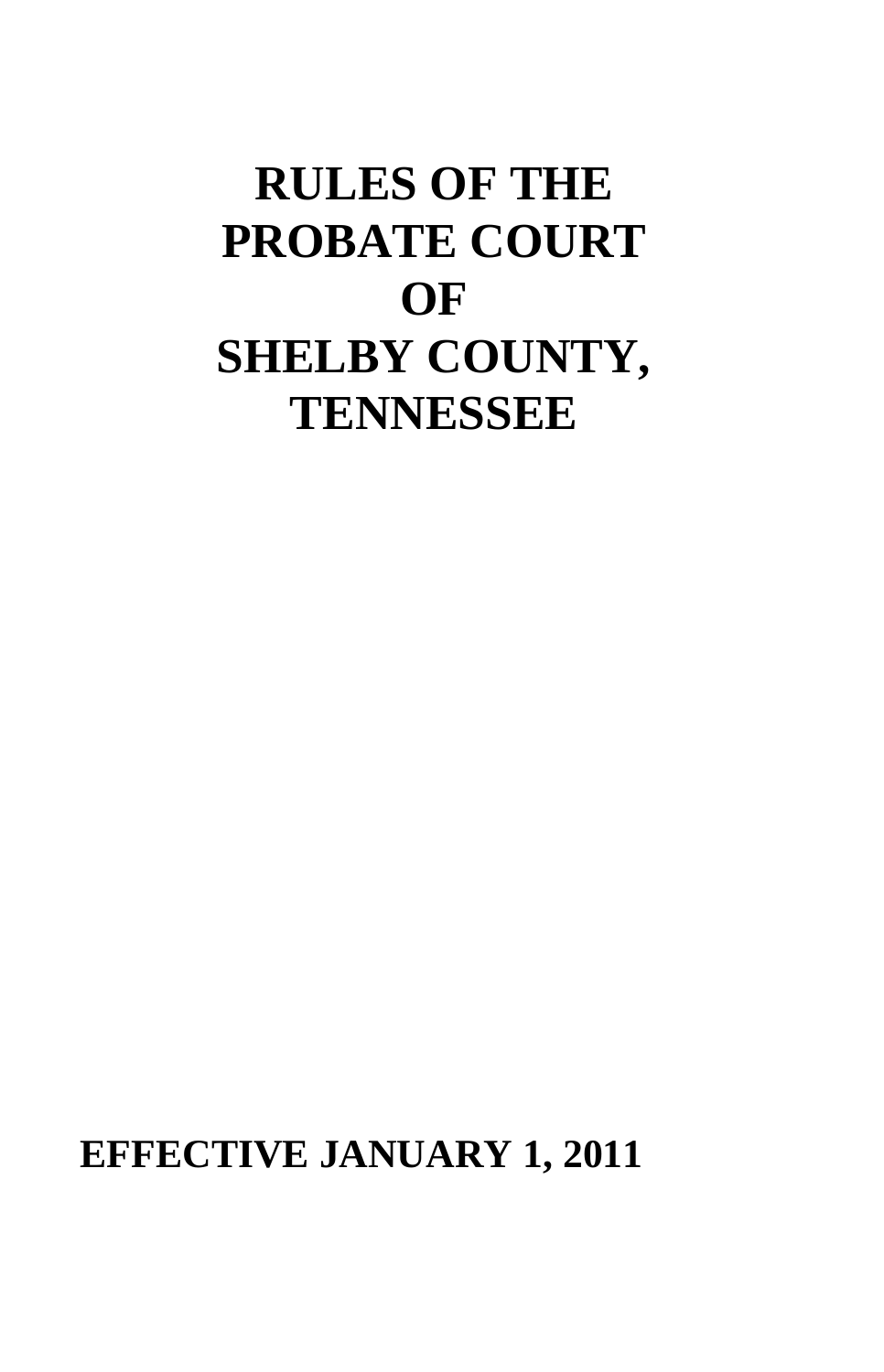# RULES OF THE PROBATE COURT OF SHELBY COUNTY, TENNESSEE

**EFFECTIVE JANUARY 1, 2011**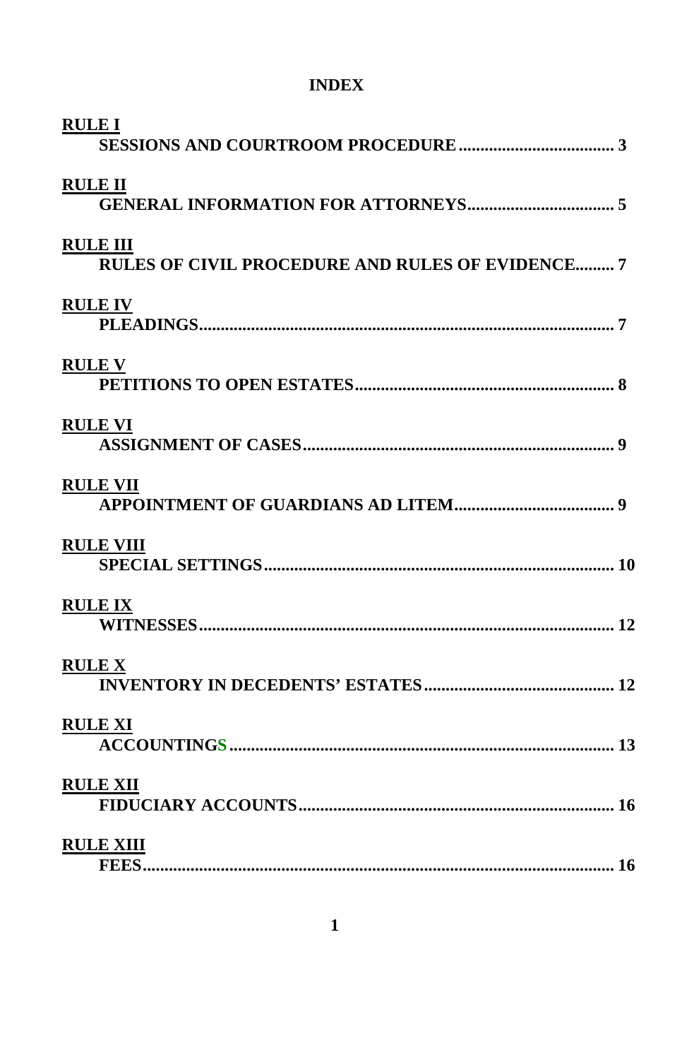# INDEX

**RULE I**
**SESSIONS AND COURTROOM PROCEDURE.................................... 3**

**RULE II**
**GENERAL INFORMATION FOR ATTORNEYS.................................. 5**

**RULE III**
**RULES OF CIVIL PROCEDURE AND RULES OF EVIDENCE......... 7**

**RULE IV**
**PLEADINGS............................................................................................. 7**

**RULE V**
**PETITIONS TO OPEN ESTATES............................................................ 8**

**RULE VI**
**ASSIGNMENT OF CASES....................................................................... 9**

**RULE VII**
**APPOINTMENT OF GUARDIANS AD LITEM..................................... 9**

**RULE VIII**
**SPECIAL SETTINGS.............................................................................. 10**

**RULE IX**
**WITNESSES............................................................................................ 12**

**RULE X**
**INVENTORY IN DECEDENTS' ESTATES............................................ 12**

**RULE XI**
**ACCOUNTINGS..................................................................................... 13**

**RULE XII**
**FIDUCIARY ACCOUNTS....................................................................... 16**

**RULE XIII**
**FEES........................................................................................................ 16**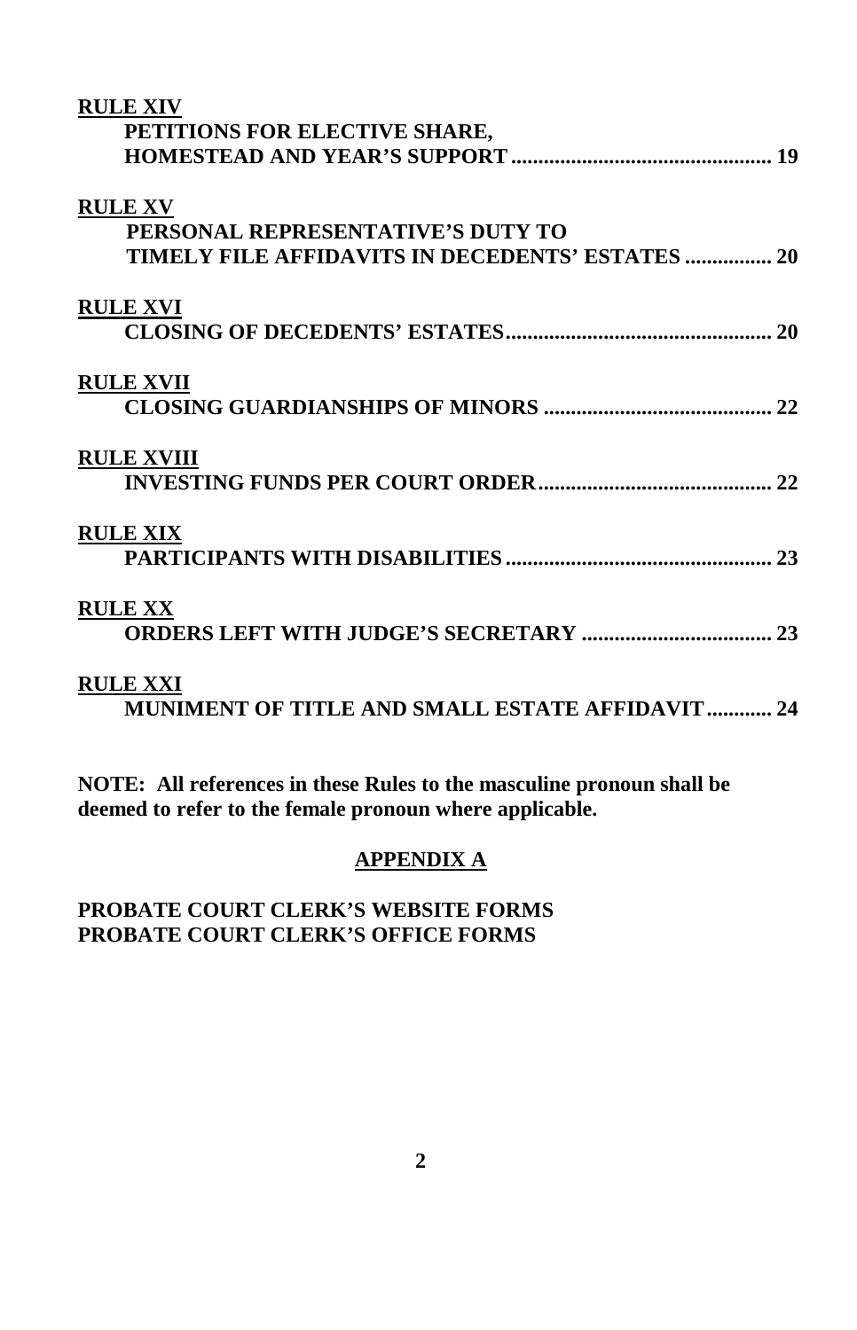**RULE XIV**
**PETITIONS FOR ELECTIVE SHARE, HOMESTEAD AND YEAR'S SUPPORT ................................................ 19**

**RULE XV**
**PERSONAL REPRESENTATIVE'S DUTY TO TIMELY FILE AFFIDAVITS IN DECEDENTS' ESTATES ................ 20**

**RULE XVI**
**CLOSING OF DECEDENTS' ESTATES................................................ 20**

**RULE XVII**
**CLOSING GUARDIANSHIPS OF MINORS .......................................... 22**

**RULE XVIII**
**INVESTING FUNDS PER COURT ORDER........................................... 22**

**RULE XIX**
**PARTICIPANTS WITH DISABILITIES ................................................ 23**

**RULE XX**
**ORDERS LEFT WITH JUDGE'S SECRETARY .................................. 23**

**RULE XXI**
**MUNIMENT OF TITLE AND SMALL ESTATE AFFIDAVIT ............ 24**

**NOTE: All references in these Rules to the masculine pronoun shall be deemed to refer to the female pronoun where applicable.**

**APPENDIX A**

**PROBATE COURT CLERK'S WEBSITE FORMS**
**PROBATE COURT CLERK'S OFFICE FORMS**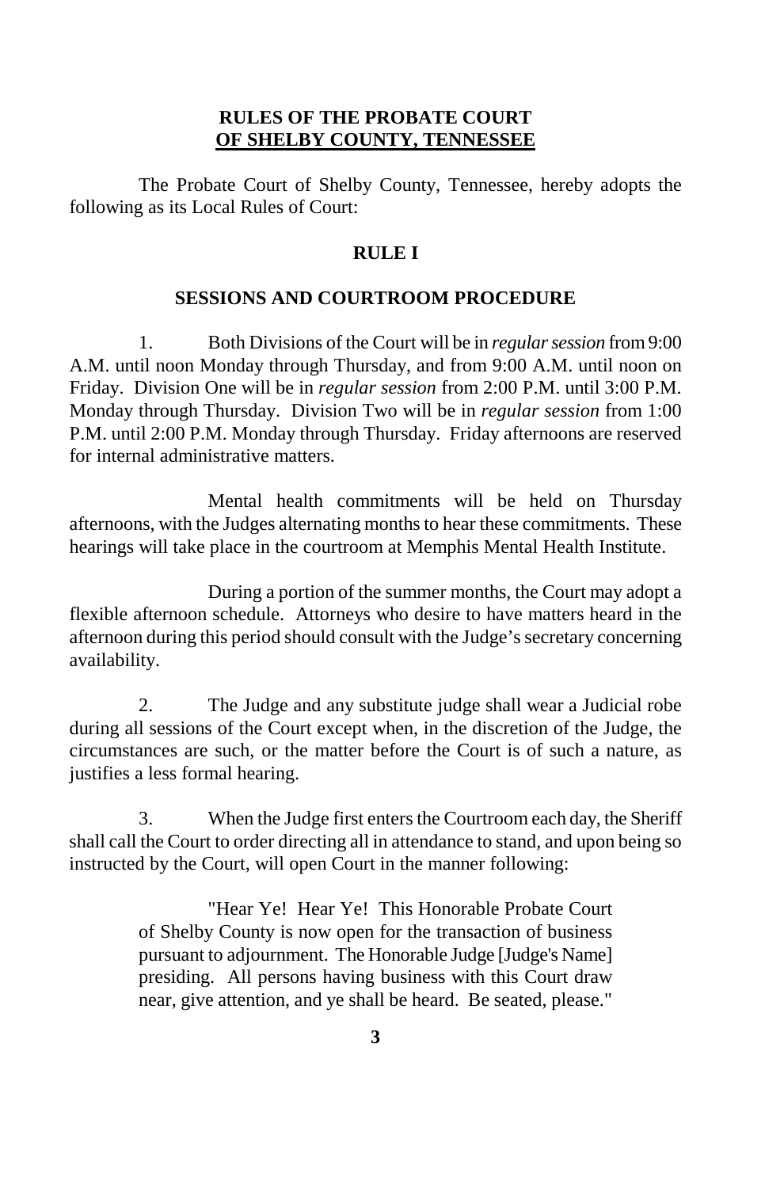# RULES OF THE PROBATE COURT OF SHELBY COUNTY, TENNESSEE

The Probate Court of Shelby County, Tennessee, hereby adopts the following as its Local Rules of Court:

## RULE I

### SESSIONS AND COURTROOM PROCEDURE

1. Both Divisions of the Court will be in *regular session* from 9:00 A.M. until noon Monday through Thursday, and from 9:00 A.M. until noon on Friday. Division One will be in *regular session* from 2:00 P.M. until 3:00 P.M. Monday through Thursday. Division Two will be in *regular session* from 1:00 P.M. until 2:00 P.M. Monday through Thursday. Friday afternoons are reserved for internal administrative matters.

Mental health commitments will be held on Thursday afternoons, with the Judges alternating months to hear these commitments. These hearings will take place in the courtroom at Memphis Mental Health Institute.

During a portion of the summer months, the Court may adopt a flexible afternoon schedule. Attorneys who desire to have matters heard in the afternoon during this period should consult with the Judge's secretary concerning availability.

2. The Judge and any substitute judge shall wear a Judicial robe during all sessions of the Court except when, in the discretion of the Judge, the circumstances are such, or the matter before the Court is of such a nature, as justifies a less formal hearing.

3. When the Judge first enters the Courtroom each day, the Sheriff shall call the Court to order directing all in attendance to stand, and upon being so instructed by the Court, will open Court in the manner following:

> "Hear Ye! Hear Ye! This Honorable Probate Court of Shelby County is now open for the transaction of business pursuant to adjournment. The Honorable Judge [Judge's Name] presiding. All persons having business with this Court draw near, give attention, and ye shall be heard. Be seated, please."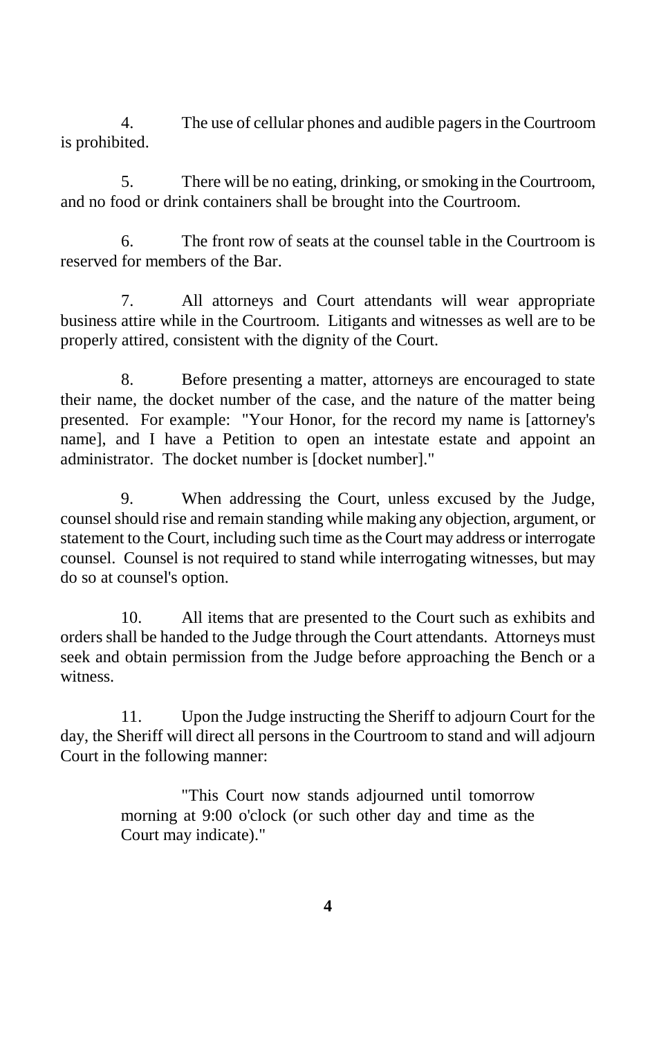4. The use of cellular phones and audible pagers in the Courtroom is prohibited.

5. There will be no eating, drinking, or smoking in the Courtroom, and no food or drink containers shall be brought into the Courtroom.

6. The front row of seats at the counsel table in the Courtroom is reserved for members of the Bar.

7. All attorneys and Court attendants will wear appropriate business attire while in the Courtroom. Litigants and witnesses as well are to be properly attired, consistent with the dignity of the Court.

8. Before presenting a matter, attorneys are encouraged to state their name, the docket number of the case, and the nature of the matter being presented. For example: "Your Honor, for the record my name is [attorney's name], and I have a Petition to open an intestate estate and appoint an administrator. The docket number is [docket number]."

9. When addressing the Court, unless excused by the Judge, counsel should rise and remain standing while making any objection, argument, or statement to the Court, including such time as the Court may address or interrogate counsel. Counsel is not required to stand while interrogating witnesses, but may do so at counsel's option.

10. All items that are presented to the Court such as exhibits and orders shall be handed to the Judge through the Court attendants. Attorneys must seek and obtain permission from the Judge before approaching the Bench or a witness.

11. Upon the Judge instructing the Sheriff to adjourn Court for the day, the Sheriff will direct all persons in the Courtroom to stand and will adjourn Court in the following manner:

> "This Court now stands adjourned until tomorrow morning at 9:00 o'clock (or such other day and time as the Court may indicate)."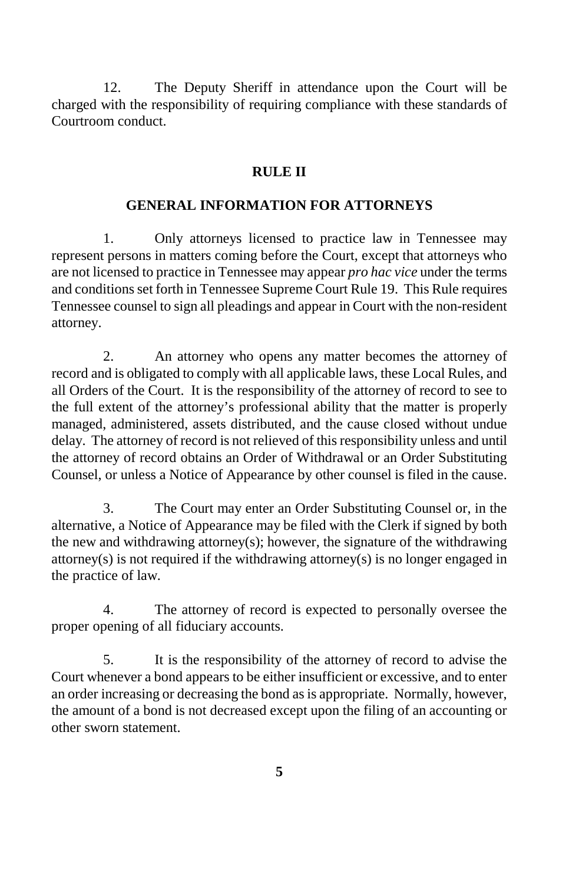12. The Deputy Sheriff in attendance upon the Court will be charged with the responsibility of requiring compliance with these standards of Courtroom conduct.

## RULE II

## GENERAL INFORMATION FOR ATTORNEYS

1. Only attorneys licensed to practice law in Tennessee may represent persons in matters coming before the Court, except that attorneys who are not licensed to practice in Tennessee may appear *pro hac vice* under the terms and conditions set forth in Tennessee Supreme Court Rule 19. This Rule requires Tennessee counsel to sign all pleadings and appear in Court with the non-resident attorney.

2. An attorney who opens any matter becomes the attorney of record and is obligated to comply with all applicable laws, these Local Rules, and all Orders of the Court. It is the responsibility of the attorney of record to see to the full extent of the attorney's professional ability that the matter is properly managed, administered, assets distributed, and the cause closed without undue delay. The attorney of record is not relieved of this responsibility unless and until the attorney of record obtains an Order of Withdrawal or an Order Substituting Counsel, or unless a Notice of Appearance by other counsel is filed in the cause.

3. The Court may enter an Order Substituting Counsel or, in the alternative, a Notice of Appearance may be filed with the Clerk if signed by both the new and withdrawing attorney(s); however, the signature of the withdrawing attorney(s) is not required if the withdrawing attorney(s) is no longer engaged in the practice of law.

4. The attorney of record is expected to personally oversee the proper opening of all fiduciary accounts.

5. It is the responsibility of the attorney of record to advise the Court whenever a bond appears to be either insufficient or excessive, and to enter an order increasing or decreasing the bond as is appropriate. Normally, however, the amount of a bond is not decreased except upon the filing of an accounting or other sworn statement.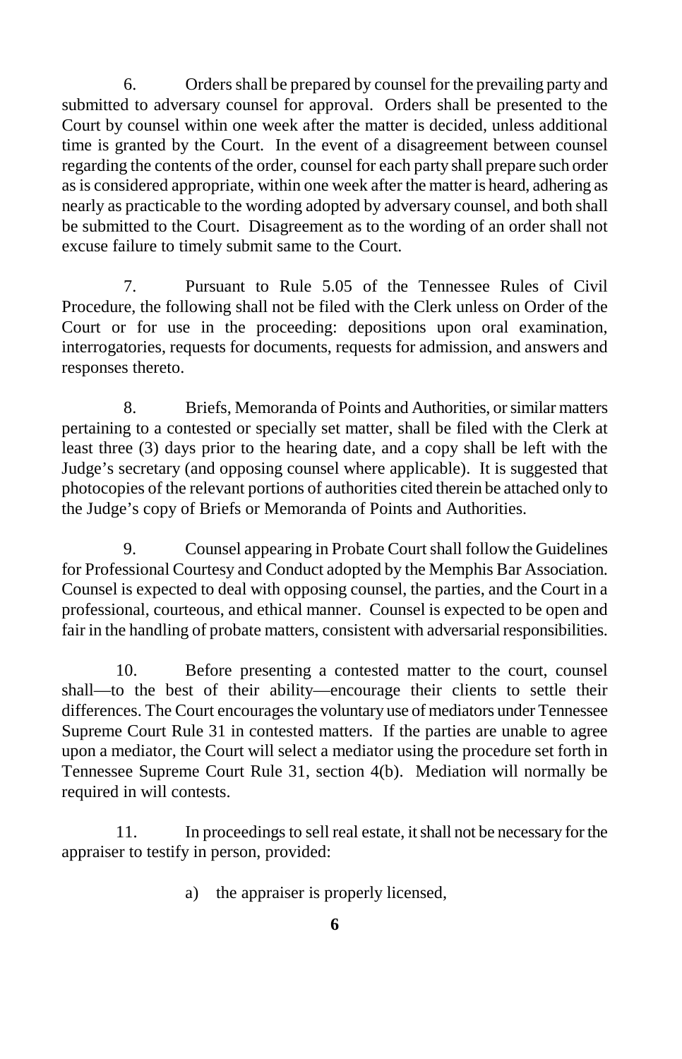6. Orders shall be prepared by counsel for the prevailing party and submitted to adversary counsel for approval. Orders shall be presented to the Court by counsel within one week after the matter is decided, unless additional time is granted by the Court. In the event of a disagreement between counsel regarding the contents of the order, counsel for each party shall prepare such order as is considered appropriate, within one week after the matter is heard, adhering as nearly as practicable to the wording adopted by adversary counsel, and both shall be submitted to the Court. Disagreement as to the wording of an order shall not excuse failure to timely submit same to the Court.

7. Pursuant to Rule 5.05 of the Tennessee Rules of Civil Procedure, the following shall not be filed with the Clerk unless on Order of the Court or for use in the proceeding: depositions upon oral examination, interrogatories, requests for documents, requests for admission, and answers and responses thereto.

8. Briefs, Memoranda of Points and Authorities, or similar matters pertaining to a contested or specially set matter, shall be filed with the Clerk at least three (3) days prior to the hearing date, and a copy shall be left with the Judge's secretary (and opposing counsel where applicable). It is suggested that photocopies of the relevant portions of authorities cited therein be attached only to the Judge's copy of Briefs or Memoranda of Points and Authorities.

9. Counsel appearing in Probate Court shall follow the Guidelines for Professional Courtesy and Conduct adopted by the Memphis Bar Association. Counsel is expected to deal with opposing counsel, the parties, and the Court in a professional, courteous, and ethical manner. Counsel is expected to be open and fair in the handling of probate matters, consistent with adversarial responsibilities.

10. Before presenting a contested matter to the court, counsel shall—to the best of their ability—encourage their clients to settle their differences. The Court encourages the voluntary use of mediators under Tennessee Supreme Court Rule 31 in contested matters. If the parties are unable to agree upon a mediator, the Court will select a mediator using the procedure set forth in Tennessee Supreme Court Rule 31, section 4(b). Mediation will normally be required in will contests.

11. In proceedings to sell real estate, it shall not be necessary for the appraiser to testify in person, provided:

a) the appraiser is properly licensed,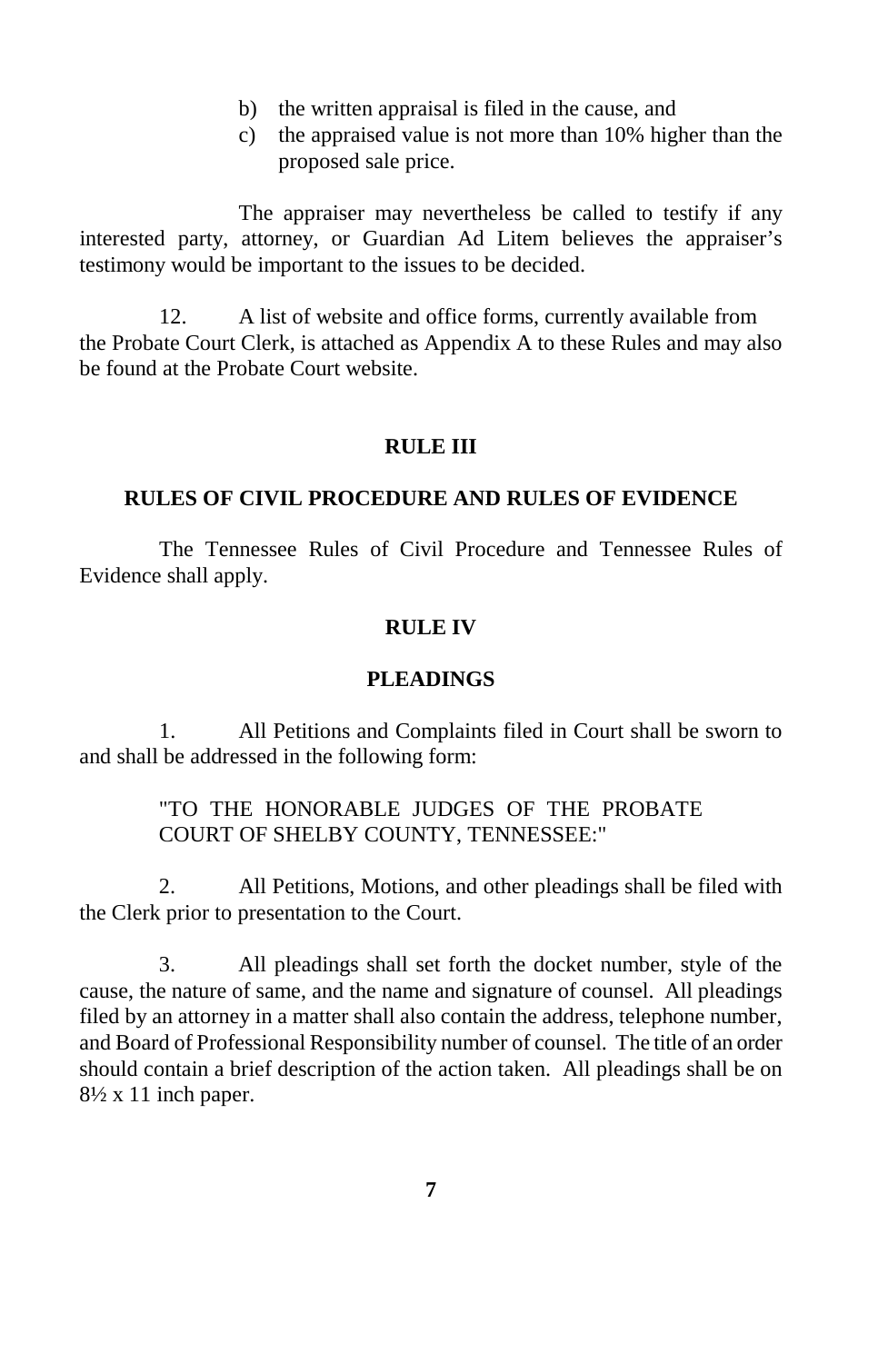b) the written appraisal is filed in the cause, and
c) the appraised value is not more than 10% higher than the proposed sale price.

The appraiser may nevertheless be called to testify if any interested party, attorney, or Guardian Ad Litem believes the appraiser's testimony would be important to the issues to be decided.

12. A list of website and office forms, currently available from the Probate Court Clerk, is attached as Appendix A to these Rules and may also be found at the Probate Court website.

## RULE III

## RULES OF CIVIL PROCEDURE AND RULES OF EVIDENCE

The Tennessee Rules of Civil Procedure and Tennessee Rules of Evidence shall apply.

## RULE IV

## PLEADINGS

1. All Petitions and Complaints filed in Court shall be sworn to and shall be addressed in the following form:

> "TO THE HONORABLE JUDGES OF THE PROBATE COURT OF SHELBY COUNTY, TENNESSEE:"

2. All Petitions, Motions, and other pleadings shall be filed with the Clerk prior to presentation to the Court.

3. All pleadings shall set forth the docket number, style of the cause, the nature of same, and the name and signature of counsel. All pleadings filed by an attorney in a matter shall also contain the address, telephone number, and Board of Professional Responsibility number of counsel. The title of an order should contain a brief description of the action taken. All pleadings shall be on 8½ x 11 inch paper.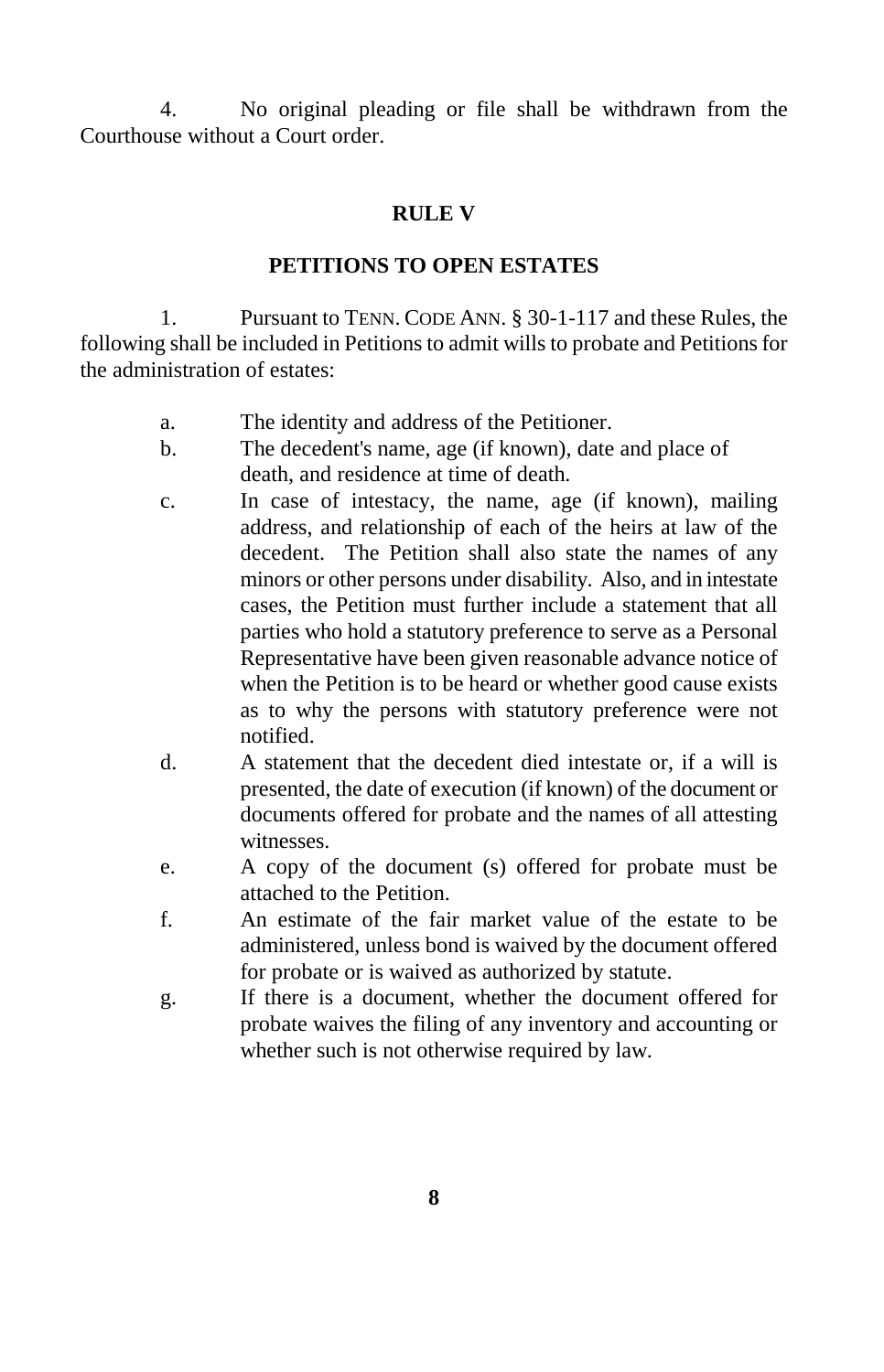4. No original pleading or file shall be withdrawn from the Courthouse without a Court order.

## RULE V

## PETITIONS TO OPEN ESTATES

1. Pursuant to TENN. CODE ANN. § 30-1-117 and these Rules, the following shall be included in Petitions to admit wills to probate and Petitions for the administration of estates:

a. The identity and address of the Petitioner.

b. The decedent's name, age (if known), date and place of death, and residence at time of death.

c. In case of intestacy, the name, age (if known), mailing address, and relationship of each of the heirs at law of the decedent. The Petition shall also state the names of any minors or other persons under disability. Also, and in intestate cases, the Petition must further include a statement that all parties who hold a statutory preference to serve as a Personal Representative have been given reasonable advance notice of when the Petition is to be heard or whether good cause exists as to why the persons with statutory preference were not notified.

d. A statement that the decedent died intestate or, if a will is presented, the date of execution (if known) of the document or documents offered for probate and the names of all attesting witnesses.

e. A copy of the document (s) offered for probate must be attached to the Petition.

f. An estimate of the fair market value of the estate to be administered, unless bond is waived by the document offered for probate or is waived as authorized by statute.

g. If there is a document, whether the document offered for probate waives the filing of any inventory and accounting or whether such is not otherwise required by law.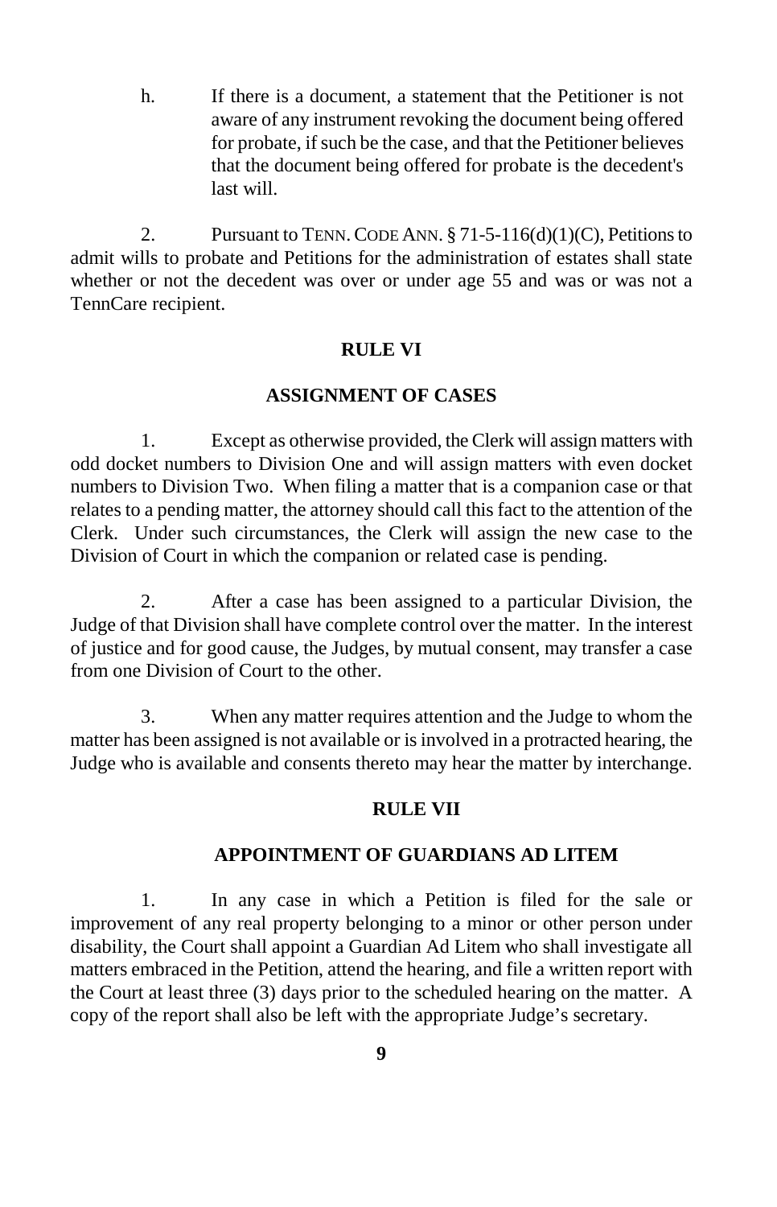h. If there is a document, a statement that the Petitioner is not aware of any instrument revoking the document being offered for probate, if such be the case, and that the Petitioner believes that the document being offered for probate is the decedent's last will.

2. Pursuant to TENN. CODE ANN. § 71-5-116(d)(1)(C), Petitions to admit wills to probate and Petitions for the administration of estates shall state whether or not the decedent was over or under age 55 and was or was not a TennCare recipient.

## RULE VI

## ASSIGNMENT OF CASES

1. Except as otherwise provided, the Clerk will assign matters with odd docket numbers to Division One and will assign matters with even docket numbers to Division Two. When filing a matter that is a companion case or that relates to a pending matter, the attorney should call this fact to the attention of the Clerk. Under such circumstances, the Clerk will assign the new case to the Division of Court in which the companion or related case is pending.

2. After a case has been assigned to a particular Division, the Judge of that Division shall have complete control over the matter. In the interest of justice and for good cause, the Judges, by mutual consent, may transfer a case from one Division of Court to the other.

3. When any matter requires attention and the Judge to whom the matter has been assigned is not available or is involved in a protracted hearing, the Judge who is available and consents thereto may hear the matter by interchange.

## RULE VII

## APPOINTMENT OF GUARDIANS AD LITEM

1. In any case in which a Petition is filed for the sale or improvement of any real property belonging to a minor or other person under disability, the Court shall appoint a Guardian Ad Litem who shall investigate all matters embraced in the Petition, attend the hearing, and file a written report with the Court at least three (3) days prior to the scheduled hearing on the matter. A copy of the report shall also be left with the appropriate Judge's secretary.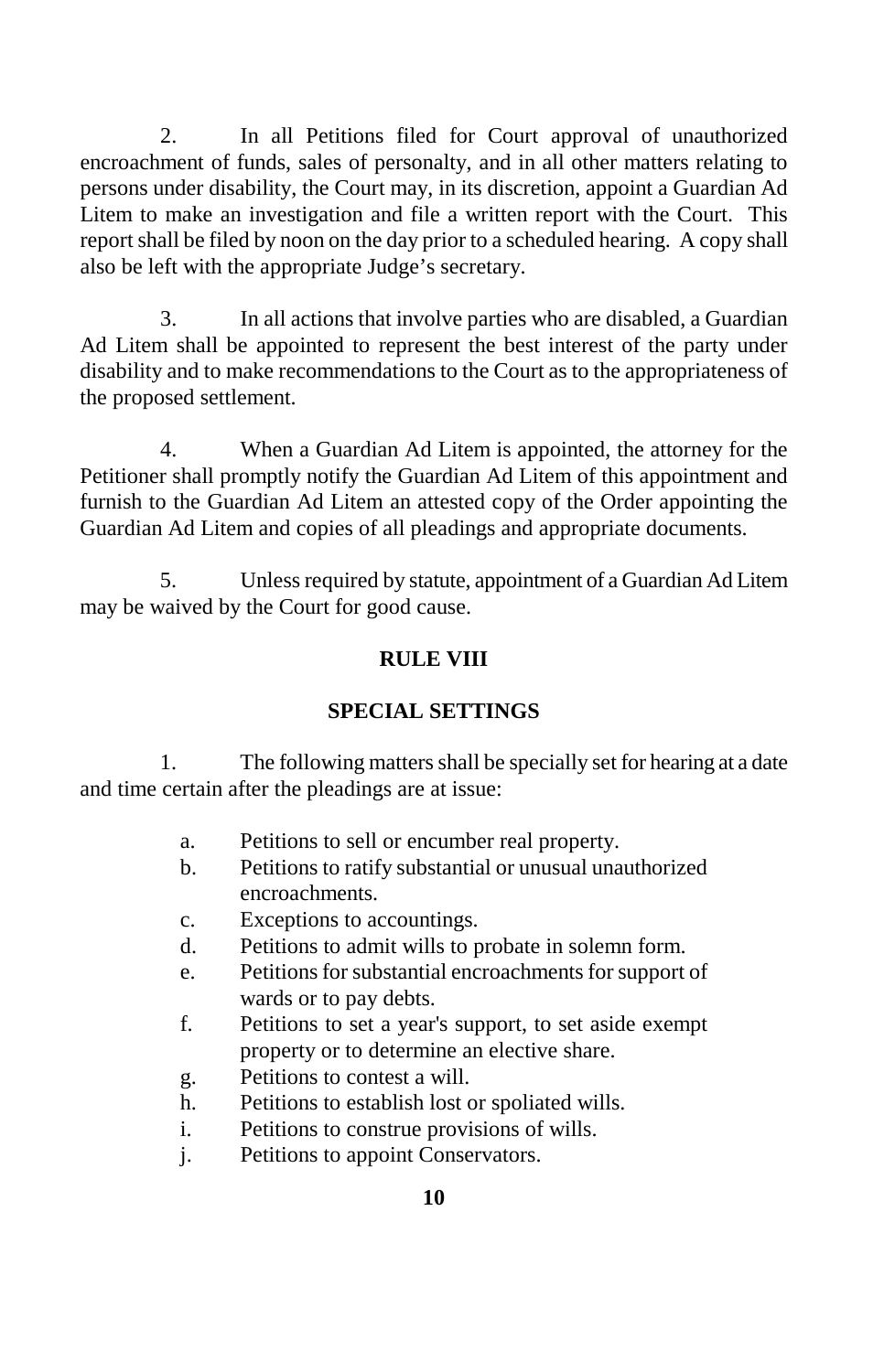2. In all Petitions filed for Court approval of unauthorized encroachment of funds, sales of personalty, and in all other matters relating to persons under disability, the Court may, in its discretion, appoint a Guardian Ad Litem to make an investigation and file a written report with the Court. This report shall be filed by noon on the day prior to a scheduled hearing. A copy shall also be left with the appropriate Judge's secretary.

3. In all actions that involve parties who are disabled, a Guardian Ad Litem shall be appointed to represent the best interest of the party under disability and to make recommendations to the Court as to the appropriateness of the proposed settlement.

4. When a Guardian Ad Litem is appointed, the attorney for the Petitioner shall promptly notify the Guardian Ad Litem of this appointment and furnish to the Guardian Ad Litem an attested copy of the Order appointing the Guardian Ad Litem and copies of all pleadings and appropriate documents.

5. Unless required by statute, appointment of a Guardian Ad Litem may be waived by the Court for good cause.

## RULE VIII

## SPECIAL SETTINGS

1. The following matters shall be specially set for hearing at a date and time certain after the pleadings are at issue:

   a. Petitions to sell or encumber real property.
   b. Petitions to ratify substantial or unusual unauthorized encroachments.
   c. Exceptions to accountings.
   d. Petitions to admit wills to probate in solemn form.
   e. Petitions for substantial encroachments for support of wards or to pay debts.
   f. Petitions to set a year's support, to set aside exempt property or to determine an elective share.
   g. Petitions to contest a will.
   h. Petitions to establish lost or spoliated wills.
   i. Petitions to construe provisions of wills.
   j. Petitions to appoint Conservators.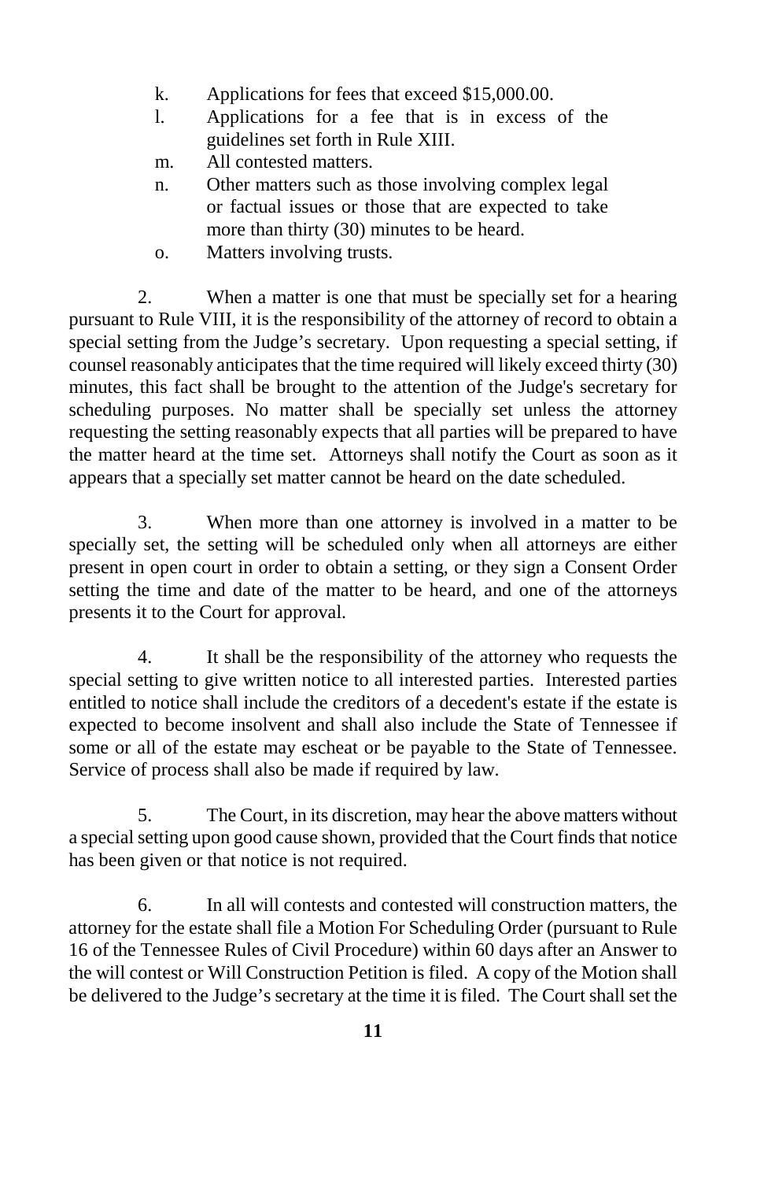- k. Applications for fees that exceed $15,000.00.
- l. Applications for a fee that is in excess of the guidelines set forth in Rule XIII.
- m. All contested matters.
- n. Other matters such as those involving complex legal or factual issues or those that are expected to take more than thirty (30) minutes to be heard.
- o. Matters involving trusts.

2. When a matter is one that must be specially set for a hearing pursuant to Rule VIII, it is the responsibility of the attorney of record to obtain a special setting from the Judge's secretary. Upon requesting a special setting, if counsel reasonably anticipates that the time required will likely exceed thirty (30) minutes, this fact shall be brought to the attention of the Judge's secretary for scheduling purposes. No matter shall be specially set unless the attorney requesting the setting reasonably expects that all parties will be prepared to have the matter heard at the time set. Attorneys shall notify the Court as soon as it appears that a specially set matter cannot be heard on the date scheduled.

3. When more than one attorney is involved in a matter to be specially set, the setting will be scheduled only when all attorneys are either present in open court in order to obtain a setting, or they sign a Consent Order setting the time and date of the matter to be heard, and one of the attorneys presents it to the Court for approval.

4. It shall be the responsibility of the attorney who requests the special setting to give written notice to all interested parties. Interested parties entitled to notice shall include the creditors of a decedent's estate if the estate is expected to become insolvent and shall also include the State of Tennessee if some or all of the estate may escheat or be payable to the State of Tennessee. Service of process shall also be made if required by law.

5. The Court, in its discretion, may hear the above matters without a special setting upon good cause shown, provided that the Court finds that notice has been given or that notice is not required.

6. In all will contests and contested will construction matters, the attorney for the estate shall file a Motion For Scheduling Order (pursuant to Rule 16 of the Tennessee Rules of Civil Procedure) within 60 days after an Answer to the will contest or Will Construction Petition is filed. A copy of the Motion shall be delivered to the Judge's secretary at the time it is filed. The Court shall set the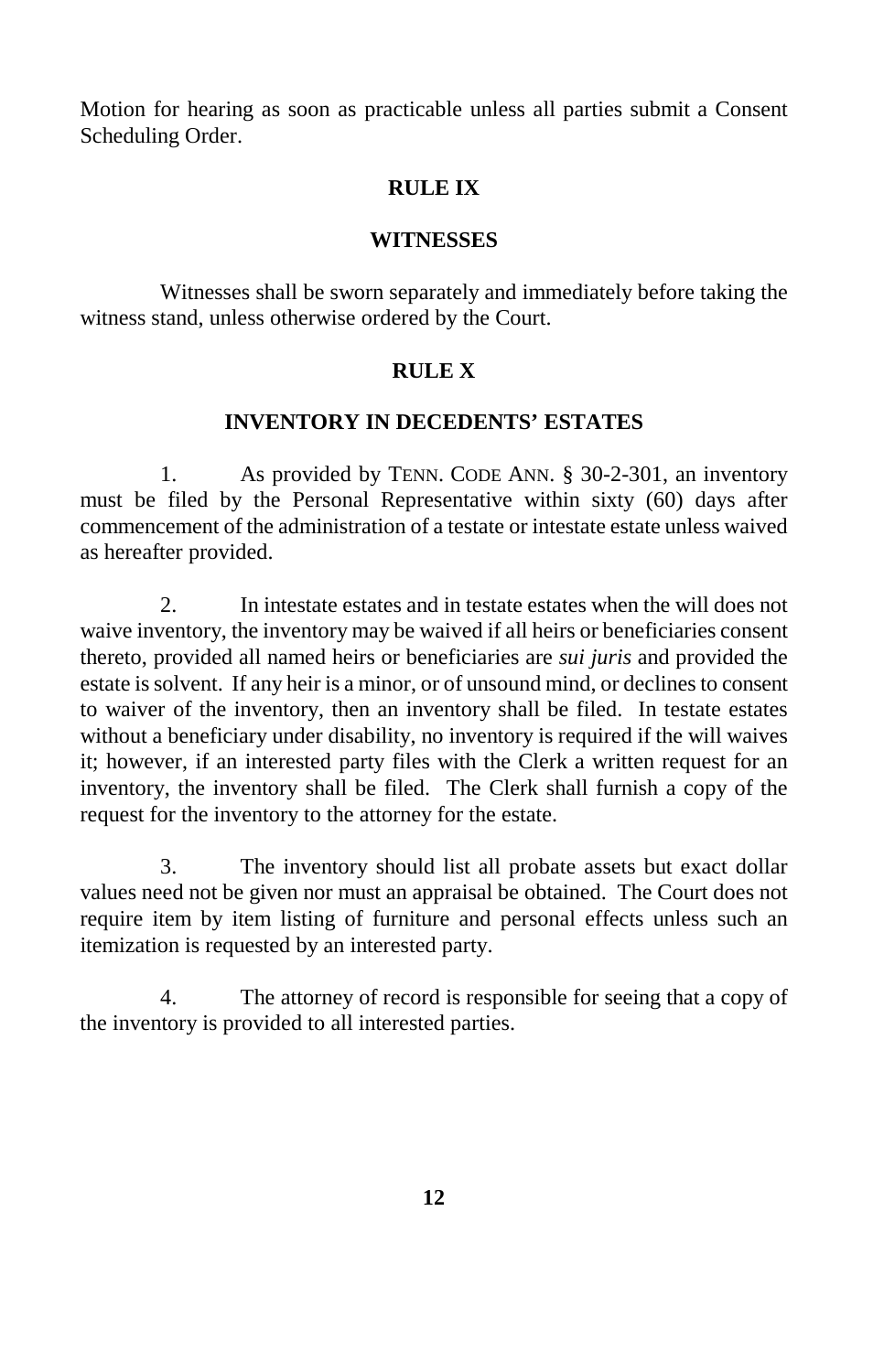Motion for hearing as soon as practicable unless all parties submit a Consent Scheduling Order.

## RULE IX

## WITNESSES

Witnesses shall be sworn separately and immediately before taking the witness stand, unless otherwise ordered by the Court.

## RULE X

## INVENTORY IN DECEDENTS' ESTATES

1. As provided by TENN. CODE ANN. § 30-2-301, an inventory must be filed by the Personal Representative within sixty (60) days after commencement of the administration of a testate or intestate estate unless waived as hereafter provided.

2. In intestate estates and in testate estates when the will does not waive inventory, the inventory may be waived if all heirs or beneficiaries consent thereto, provided all named heirs or beneficiaries are *sui juris* and provided the estate is solvent. If any heir is a minor, or of unsound mind, or declines to consent to waiver of the inventory, then an inventory shall be filed. In testate estates without a beneficiary under disability, no inventory is required if the will waives it; however, if an interested party files with the Clerk a written request for an inventory, the inventory shall be filed. The Clerk shall furnish a copy of the request for the inventory to the attorney for the estate.

3. The inventory should list all probate assets but exact dollar values need not be given nor must an appraisal be obtained. The Court does not require item by item listing of furniture and personal effects unless such an itemization is requested by an interested party.

4. The attorney of record is responsible for seeing that a copy of the inventory is provided to all interested parties.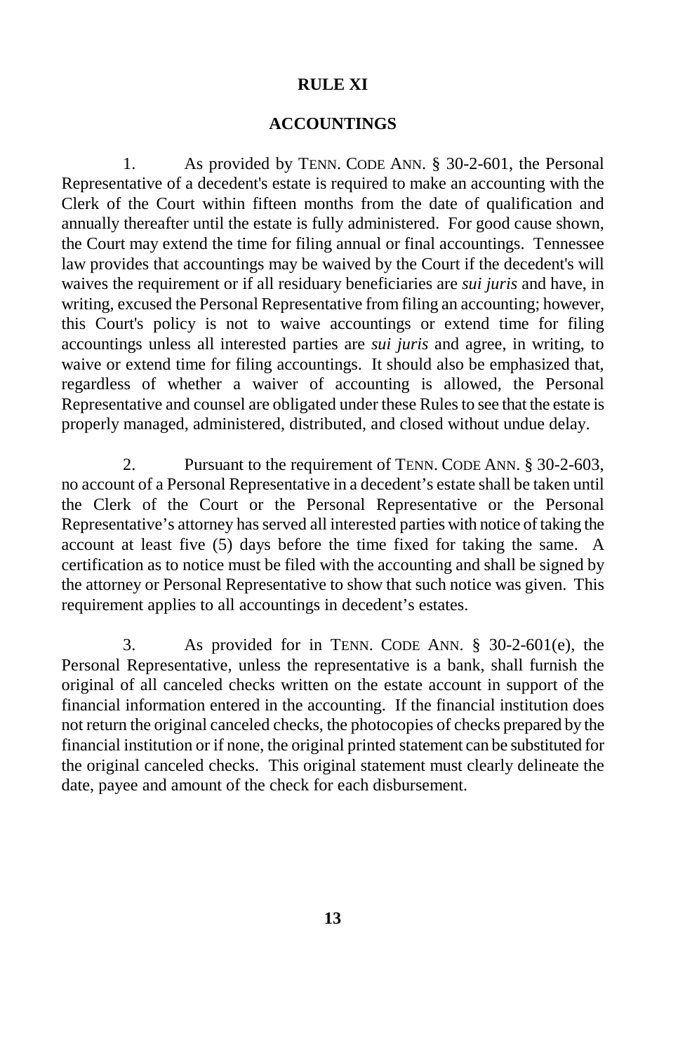## RULE XI

## ACCOUNTINGS

1. As provided by TENN. CODE ANN. § 30-2-601, the Personal Representative of a decedent's estate is required to make an accounting with the Clerk of the Court within fifteen months from the date of qualification and annually thereafter until the estate is fully administered. For good cause shown, the Court may extend the time for filing annual or final accountings. Tennessee law provides that accountings may be waived by the Court if the decedent's will waives the requirement or if all residuary beneficiaries are *sui juris* and have, in writing, excused the Personal Representative from filing an accounting; however, this Court's policy is not to waive accountings or extend time for filing accountings unless all interested parties are *sui juris* and agree, in writing, to waive or extend time for filing accountings. It should also be emphasized that, regardless of whether a waiver of accounting is allowed, the Personal Representative and counsel are obligated under these Rules to see that the estate is properly managed, administered, distributed, and closed without undue delay.

2. Pursuant to the requirement of TENN. CODE ANN. § 30-2-603, no account of a Personal Representative in a decedent's estate shall be taken until the Clerk of the Court or the Personal Representative or the Personal Representative's attorney has served all interested parties with notice of taking the account at least five (5) days before the time fixed for taking the same. A certification as to notice must be filed with the accounting and shall be signed by the attorney or Personal Representative to show that such notice was given. This requirement applies to all accountings in decedent's estates.

3. As provided for in TENN. CODE ANN. § 30-2-601(e), the Personal Representative, unless the representative is a bank, shall furnish the original of all canceled checks written on the estate account in support of the financial information entered in the accounting. If the financial institution does not return the original canceled checks, the photocopies of checks prepared by the financial institution or if none, the original printed statement can be substituted for the original canceled checks. This original statement must clearly delineate the date, payee and amount of the check for each disbursement.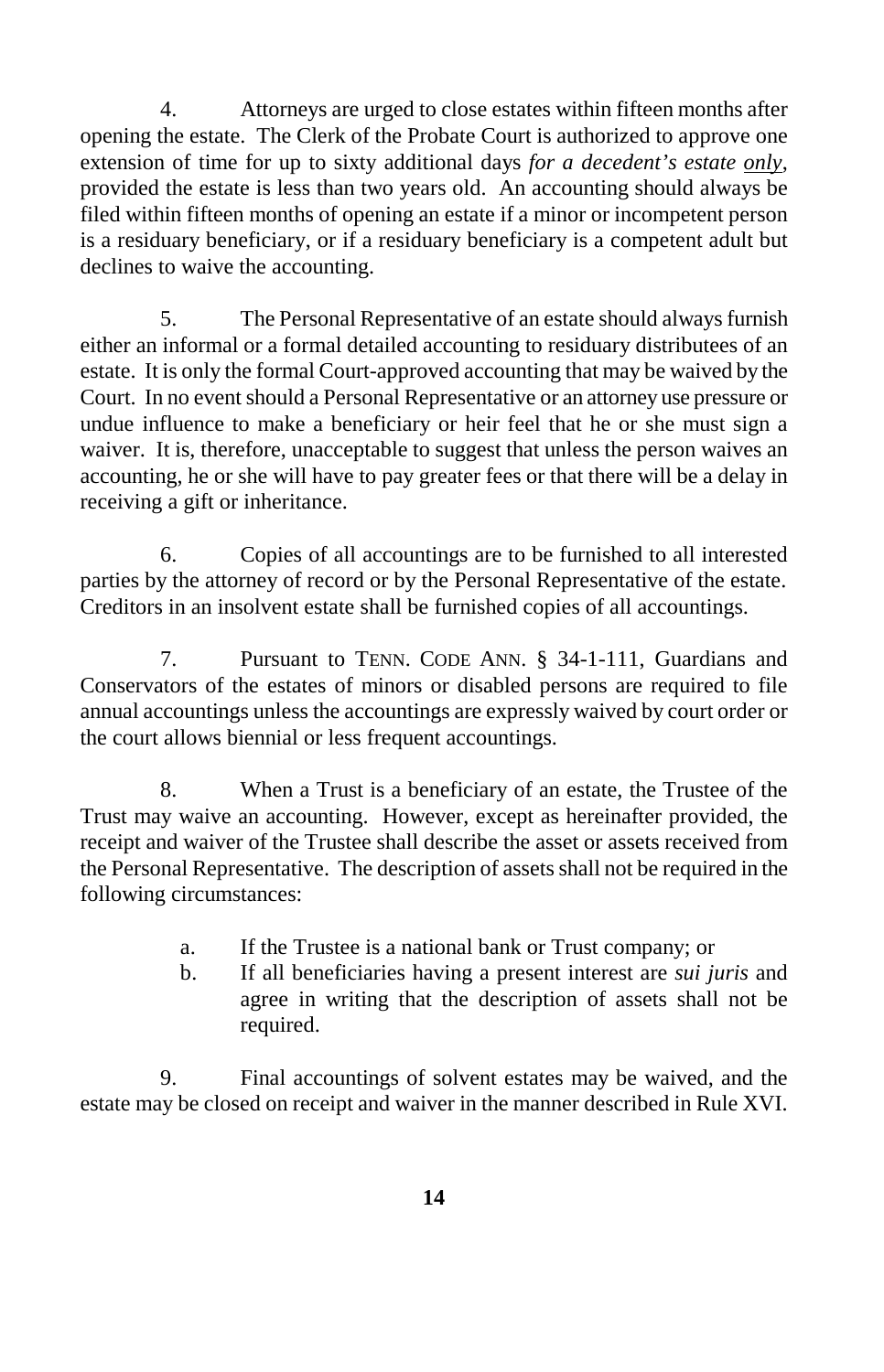4. Attorneys are urged to close estates within fifteen months after opening the estate. The Clerk of the Probate Court is authorized to approve one extension of time for up to sixty additional days *for a decedent's estate only*, provided the estate is less than two years old. An accounting should always be filed within fifteen months of opening an estate if a minor or incompetent person is a residuary beneficiary, or if a residuary beneficiary is a competent adult but declines to waive the accounting.

5. The Personal Representative of an estate should always furnish either an informal or a formal detailed accounting to residuary distributees of an estate. It is only the formal Court-approved accounting that may be waived by the Court. In no event should a Personal Representative or an attorney use pressure or undue influence to make a beneficiary or heir feel that he or she must sign a waiver. It is, therefore, unacceptable to suggest that unless the person waives an accounting, he or she will have to pay greater fees or that there will be a delay in receiving a gift or inheritance.

6. Copies of all accountings are to be furnished to all interested parties by the attorney of record or by the Personal Representative of the estate. Creditors in an insolvent estate shall be furnished copies of all accountings.

7. Pursuant to TENN. CODE ANN. § 34-1-111, Guardians and Conservators of the estates of minors or disabled persons are required to file annual accountings unless the accountings are expressly waived by court order or the court allows biennial or less frequent accountings.

8. When a Trust is a beneficiary of an estate, the Trustee of the Trust may waive an accounting. However, except as hereinafter provided, the receipt and waiver of the Trustee shall describe the asset or assets received from the Personal Representative. The description of assets shall not be required in the following circumstances:

a. If the Trustee is a national bank or Trust company; or
b. If all beneficiaries having a present interest are *sui juris* and agree in writing that the description of assets shall not be required.

9. Final accountings of solvent estates may be waived, and the estate may be closed on receipt and waiver in the manner described in Rule XVI.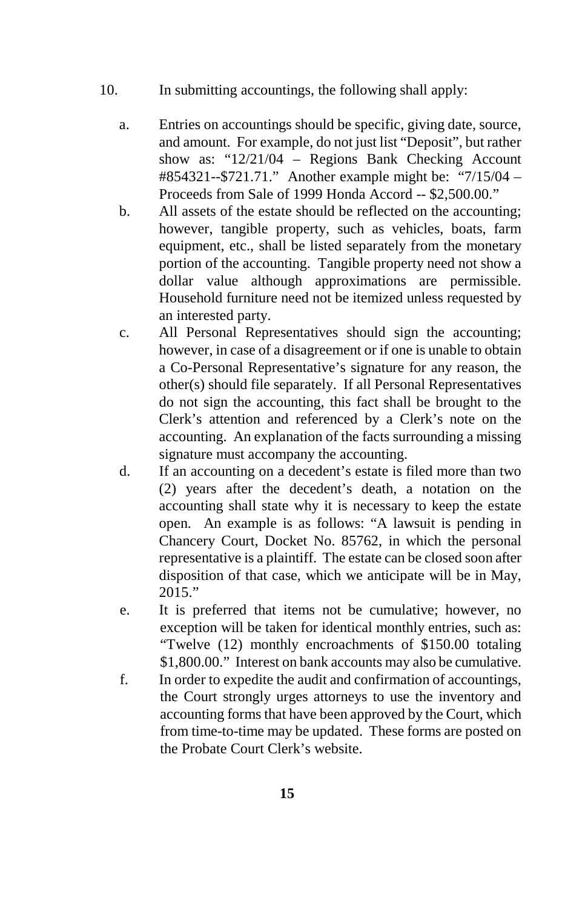10. In submitting accountings, the following shall apply:

    a. Entries on accountings should be specific, giving date, source, and amount. For example, do not just list "Deposit", but rather show as: "12/21/04 – Regions Bank Checking Account #854321--$721.71." Another example might be: "7/15/04 – Proceeds from Sale of 1999 Honda Accord -- $2,500.00."
    b. All assets of the estate should be reflected on the accounting; however, tangible property, such as vehicles, boats, farm equipment, etc., shall be listed separately from the monetary portion of the accounting. Tangible property need not show a dollar value although approximations are permissible. Household furniture need not be itemized unless requested by an interested party.
    c. All Personal Representatives should sign the accounting; however, in case of a disagreement or if one is unable to obtain a Co-Personal Representative's signature for any reason, the other(s) should file separately. If all Personal Representatives do not sign the accounting, this fact shall be brought to the Clerk's attention and referenced by a Clerk's note on the accounting. An explanation of the facts surrounding a missing signature must accompany the accounting.
    d. If an accounting on a decedent's estate is filed more than two (2) years after the decedent's death, a notation on the accounting shall state why it is necessary to keep the estate open. An example is as follows: "A lawsuit is pending in Chancery Court, Docket No. 85762, in which the personal representative is a plaintiff. The estate can be closed soon after disposition of that case, which we anticipate will be in May, 2015."
    e. It is preferred that items not be cumulative; however, no exception will be taken for identical monthly entries, such as: "Twelve (12) monthly encroachments of $150.00 totaling $1,800.00." Interest on bank accounts may also be cumulative.
    f. In order to expedite the audit and confirmation of accountings, the Court strongly urges attorneys to use the inventory and accounting forms that have been approved by the Court, which from time-to-time may be updated. These forms are posted on the Probate Court Clerk's website.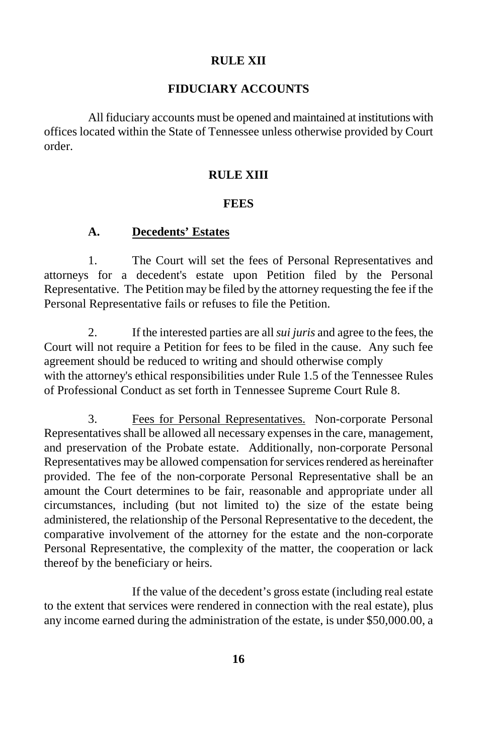## RULE XII

## FIDUCIARY ACCOUNTS

All fiduciary accounts must be opened and maintained at institutions with offices located within the State of Tennessee unless otherwise provided by Court order.

## RULE XIII

## FEES

### A. Decedents' Estates

1. The Court will set the fees of Personal Representatives and attorneys for a decedent's estate upon Petition filed by the Personal Representative. The Petition may be filed by the attorney requesting the fee if the Personal Representative fails or refuses to file the Petition.

2. If the interested parties are all *sui juris* and agree to the fees, the Court will not require a Petition for fees to be filed in the cause. Any such fee agreement should be reduced to writing and should otherwise comply with the attorney's ethical responsibilities under Rule 1.5 of the Tennessee Rules of Professional Conduct as set forth in Tennessee Supreme Court Rule 8.

3. Fees for Personal Representatives. Non-corporate Personal Representatives shall be allowed all necessary expenses in the care, management, and preservation of the Probate estate. Additionally, non-corporate Personal Representatives may be allowed compensation for services rendered as hereinafter provided. The fee of the non-corporate Personal Representative shall be an amount the Court determines to be fair, reasonable and appropriate under all circumstances, including (but not limited to) the size of the estate being administered, the relationship of the Personal Representative to the decedent, the comparative involvement of the attorney for the estate and the non-corporate Personal Representative, the complexity of the matter, the cooperation or lack thereof by the beneficiary or heirs.

If the value of the decedent's gross estate (including real estate to the extent that services were rendered in connection with the real estate), plus any income earned during the administration of the estate, is under $50,000.00, a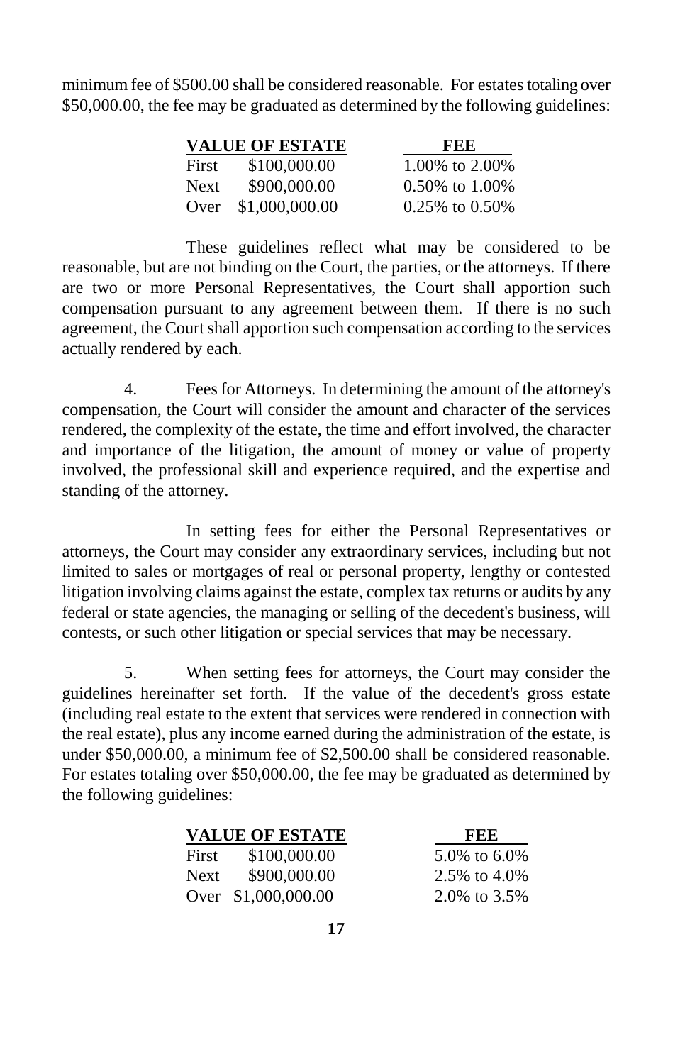minimum fee of $500.00 shall be considered reasonable. For estates totaling over $50,000.00, the fee may be graduated as determined by the following guidelines:

| VALUE OF ESTATE | | FEE |
|---|---|---|
| First | $100,000.00 | 1.00% to 2.00% |
| Next | $900,000.00 | 0.50% to 1.00% |
| Over | $1,000,000.00 | 0.25% to 0.50% |

These guidelines reflect what may be considered to be reasonable, but are not binding on the Court, the parties, or the attorneys. If there are two or more Personal Representatives, the Court shall apportion such compensation pursuant to any agreement between them. If there is no such agreement, the Court shall apportion such compensation according to the services actually rendered by each.

4. Fees for Attorneys. In determining the amount of the attorney's compensation, the Court will consider the amount and character of the services rendered, the complexity of the estate, the time and effort involved, the character and importance of the litigation, the amount of money or value of property involved, the professional skill and experience required, and the expertise and standing of the attorney.

In setting fees for either the Personal Representatives or attorneys, the Court may consider any extraordinary services, including but not limited to sales or mortgages of real or personal property, lengthy or contested litigation involving claims against the estate, complex tax returns or audits by any federal or state agencies, the managing or selling of the decedent's business, will contests, or such other litigation or special services that may be necessary.

5. When setting fees for attorneys, the Court may consider the guidelines hereinafter set forth. If the value of the decedent's gross estate (including real estate to the extent that services were rendered in connection with the real estate), plus any income earned during the administration of the estate, is under $50,000.00, a minimum fee of $2,500.00 shall be considered reasonable. For estates totaling over $50,000.00, the fee may be graduated as determined by the following guidelines:

| VALUE OF ESTATE | | FEE |
|---|---|---|
| First | $100,000.00 | 5.0% to 6.0% |
| Next | $900,000.00 | 2.5% to 4.0% |
| Over | $1,000,000.00 | 2.0% to 3.5% |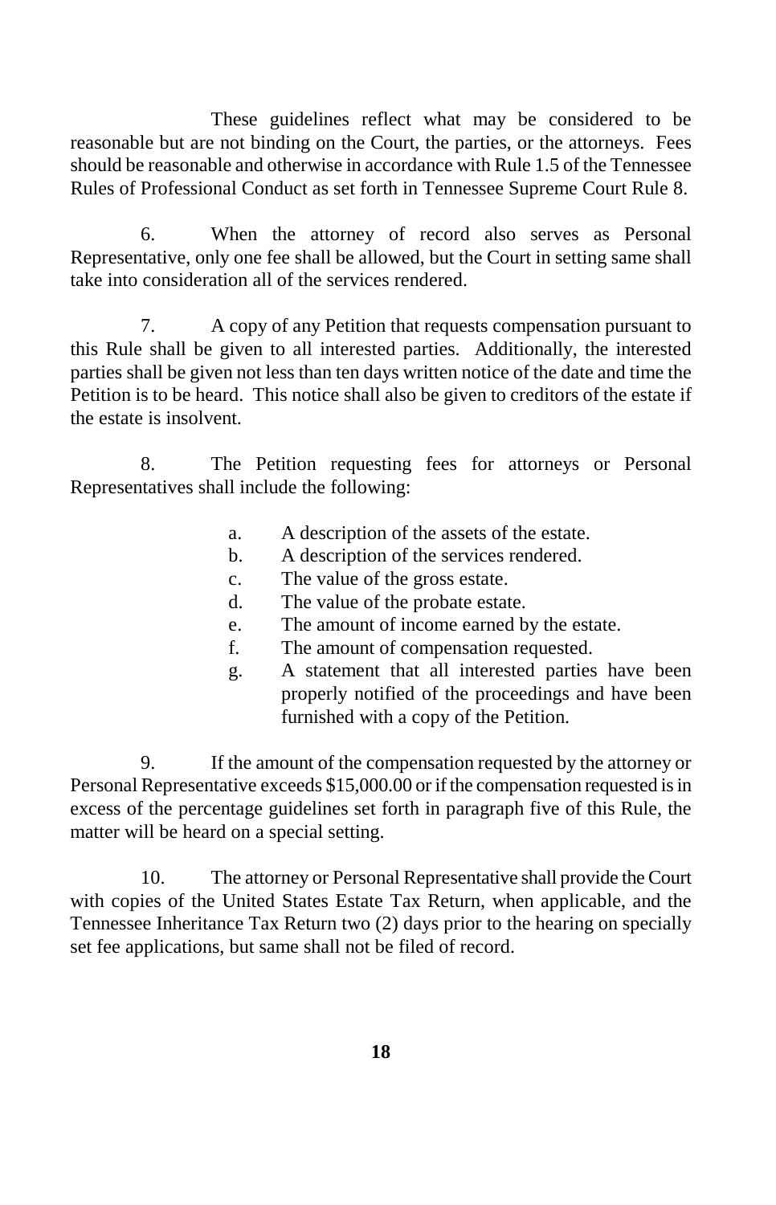These guidelines reflect what may be considered to be reasonable but are not binding on the Court, the parties, or the attorneys. Fees should be reasonable and otherwise in accordance with Rule 1.5 of the Tennessee Rules of Professional Conduct as set forth in Tennessee Supreme Court Rule 8.

6. When the attorney of record also serves as Personal Representative, only one fee shall be allowed, but the Court in setting same shall take into consideration all of the services rendered.

7. A copy of any Petition that requests compensation pursuant to this Rule shall be given to all interested parties. Additionally, the interested parties shall be given not less than ten days written notice of the date and time the Petition is to be heard. This notice shall also be given to creditors of the estate if the estate is insolvent.

8. The Petition requesting fees for attorneys or Personal Representatives shall include the following:

a. A description of the assets of the estate.
b. A description of the services rendered.
c. The value of the gross estate.
d. The value of the probate estate.
e. The amount of income earned by the estate.
f. The amount of compensation requested.
g. A statement that all interested parties have been properly notified of the proceedings and have been furnished with a copy of the Petition.

9. If the amount of the compensation requested by the attorney or Personal Representative exceeds $15,000.00 or if the compensation requested is in excess of the percentage guidelines set forth in paragraph five of this Rule, the matter will be heard on a special setting.

10. The attorney or Personal Representative shall provide the Court with copies of the United States Estate Tax Return, when applicable, and the Tennessee Inheritance Tax Return two (2) days prior to the hearing on specially set fee applications, but same shall not be filed of record.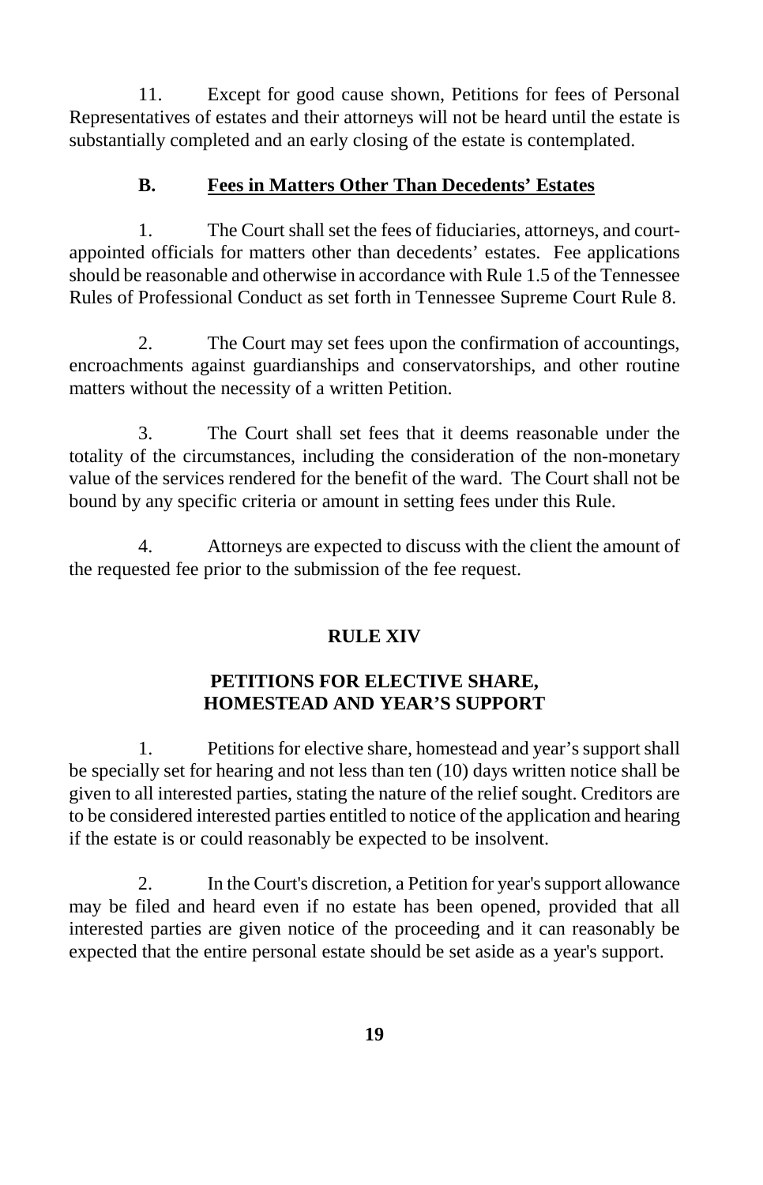11. Except for good cause shown, Petitions for fees of Personal Representatives of estates and their attorneys will not be heard until the estate is substantially completed and an early closing of the estate is contemplated.

### B. Fees in Matters Other Than Decedents' Estates

1. The Court shall set the fees of fiduciaries, attorneys, and court-appointed officials for matters other than decedents' estates. Fee applications should be reasonable and otherwise in accordance with Rule 1.5 of the Tennessee Rules of Professional Conduct as set forth in Tennessee Supreme Court Rule 8.

2. The Court may set fees upon the confirmation of accountings, encroachments against guardianships and conservatorships, and other routine matters without the necessity of a written Petition.

3. The Court shall set fees that it deems reasonable under the totality of the circumstances, including the consideration of the non-monetary value of the services rendered for the benefit of the ward. The Court shall not be bound by any specific criteria or amount in setting fees under this Rule.

4. Attorneys are expected to discuss with the client the amount of the requested fee prior to the submission of the fee request.

## RULE XIV

## PETITIONS FOR ELECTIVE SHARE, HOMESTEAD AND YEAR'S SUPPORT

1. Petitions for elective share, homestead and year's support shall be specially set for hearing and not less than ten (10) days written notice shall be given to all interested parties, stating the nature of the relief sought. Creditors are to be considered interested parties entitled to notice of the application and hearing if the estate is or could reasonably be expected to be insolvent.

2. In the Court's discretion, a Petition for year's support allowance may be filed and heard even if no estate has been opened, provided that all interested parties are given notice of the proceeding and it can reasonably be expected that the entire personal estate should be set aside as a year's support.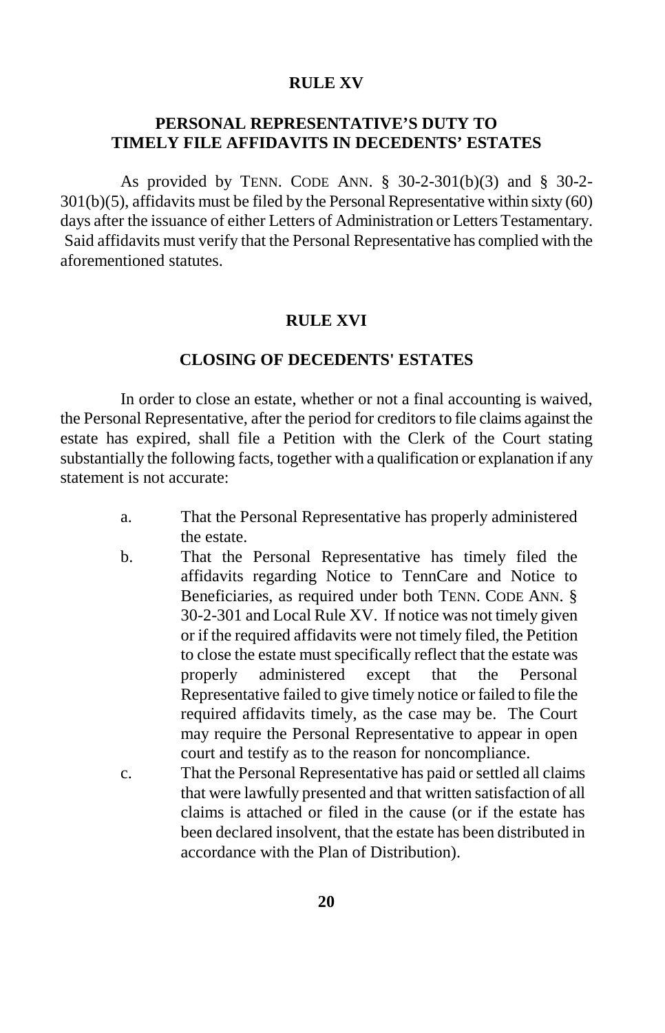## RULE XV

### PERSONAL REPRESENTATIVE'S DUTY TO TIMELY FILE AFFIDAVITS IN DECEDENTS' ESTATES

As provided by TENN. CODE ANN. § 30-2-301(b)(3) and § 30-2-301(b)(5), affidavits must be filed by the Personal Representative within sixty (60) days after the issuance of either Letters of Administration or Letters Testamentary. Said affidavits must verify that the Personal Representative has complied with the aforementioned statutes.

## RULE XVI

### CLOSING OF DECEDENTS' ESTATES

In order to close an estate, whether or not a final accounting is waived, the Personal Representative, after the period for creditors to file claims against the estate has expired, shall file a Petition with the Clerk of the Court stating substantially the following facts, together with a qualification or explanation if any statement is not accurate:

a. That the Personal Representative has properly administered the estate.

b. That the Personal Representative has timely filed the affidavits regarding Notice to TennCare and Notice to Beneficiaries, as required under both TENN. CODE ANN. § 30-2-301 and Local Rule XV. If notice was not timely given or if the required affidavits were not timely filed, the Petition to close the estate must specifically reflect that the estate was properly administered except that the Personal Representative failed to give timely notice or failed to file the required affidavits timely, as the case may be. The Court may require the Personal Representative to appear in open court and testify as to the reason for noncompliance.

c. That the Personal Representative has paid or settled all claims that were lawfully presented and that written satisfaction of all claims is attached or filed in the cause (or if the estate has been declared insolvent, that the estate has been distributed in accordance with the Plan of Distribution).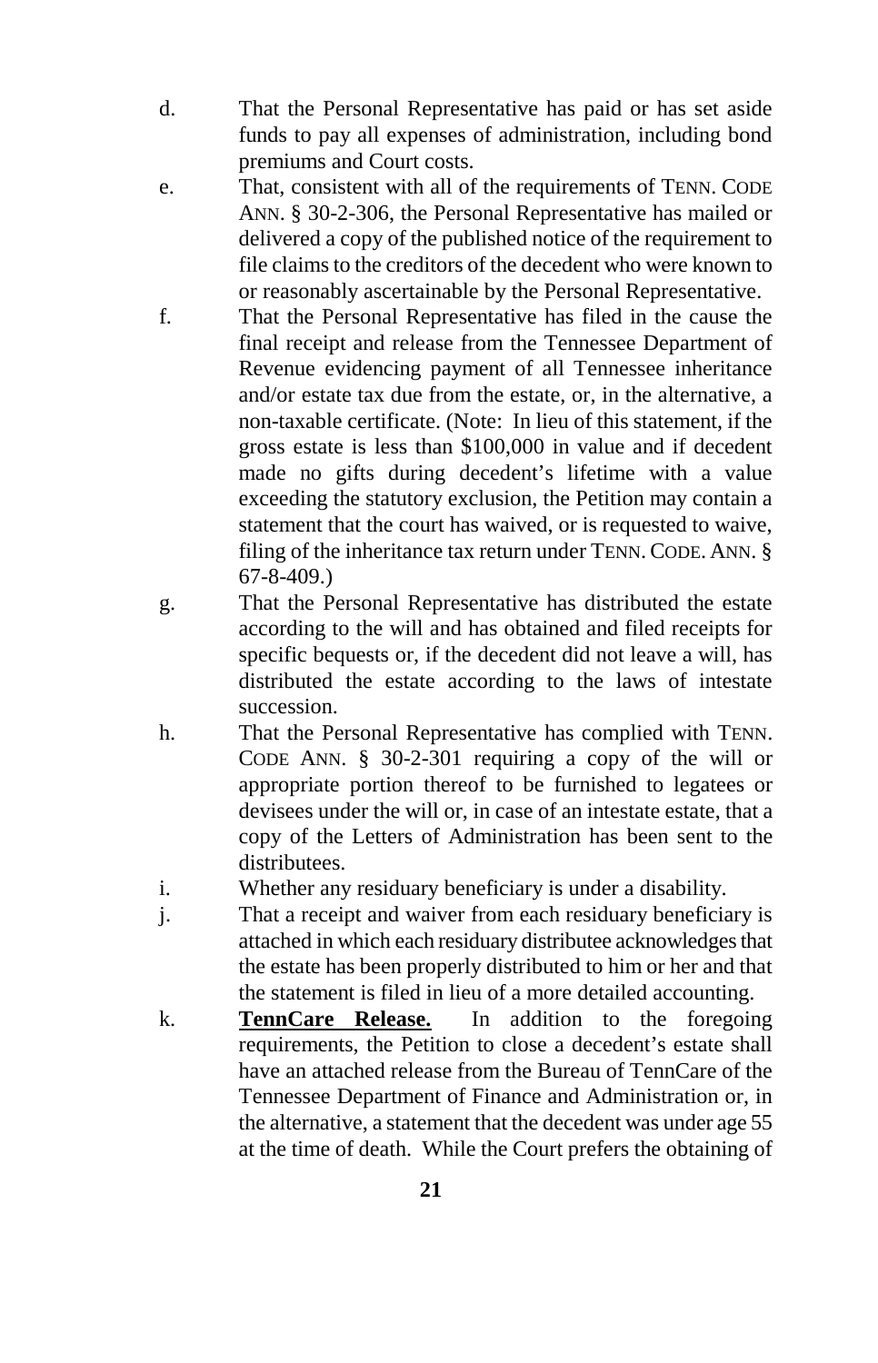d. That the Personal Representative has paid or has set aside funds to pay all expenses of administration, including bond premiums and Court costs.

e. That, consistent with all of the requirements of TENN. CODE ANN. § 30-2-306, the Personal Representative has mailed or delivered a copy of the published notice of the requirement to file claims to the creditors of the decedent who were known to or reasonably ascertainable by the Personal Representative.

f. That the Personal Representative has filed in the cause the final receipt and release from the Tennessee Department of Revenue evidencing payment of all Tennessee inheritance and/or estate tax due from the estate, or, in the alternative, a non-taxable certificate. (Note: In lieu of this statement, if the gross estate is less than $100,000 in value and if decedent made no gifts during decedent's lifetime with a value exceeding the statutory exclusion, the Petition may contain a statement that the court has waived, or is requested to waive, filing of the inheritance tax return under TENN. CODE. ANN. § 67-8-409.)

g. That the Personal Representative has distributed the estate according to the will and has obtained and filed receipts for specific bequests or, if the decedent did not leave a will, has distributed the estate according to the laws of intestate succession.

h. That the Personal Representative has complied with TENN. CODE ANN. § 30-2-301 requiring a copy of the will or appropriate portion thereof to be furnished to legatees or devisees under the will or, in case of an intestate estate, that a copy of the Letters of Administration has been sent to the distributees.

i. Whether any residuary beneficiary is under a disability.

j. That a receipt and waiver from each residuary beneficiary is attached in which each residuary distributee acknowledges that the estate has been properly distributed to him or her and that the statement is filed in lieu of a more detailed accounting.

k. **<u>TennCare Release.</u>** In addition to the foregoing requirements, the Petition to close a decedent's estate shall have an attached release from the Bureau of TennCare of the Tennessee Department of Finance and Administration or, in the alternative, a statement that the decedent was under age 55 at the time of death. While the Court prefers the obtaining of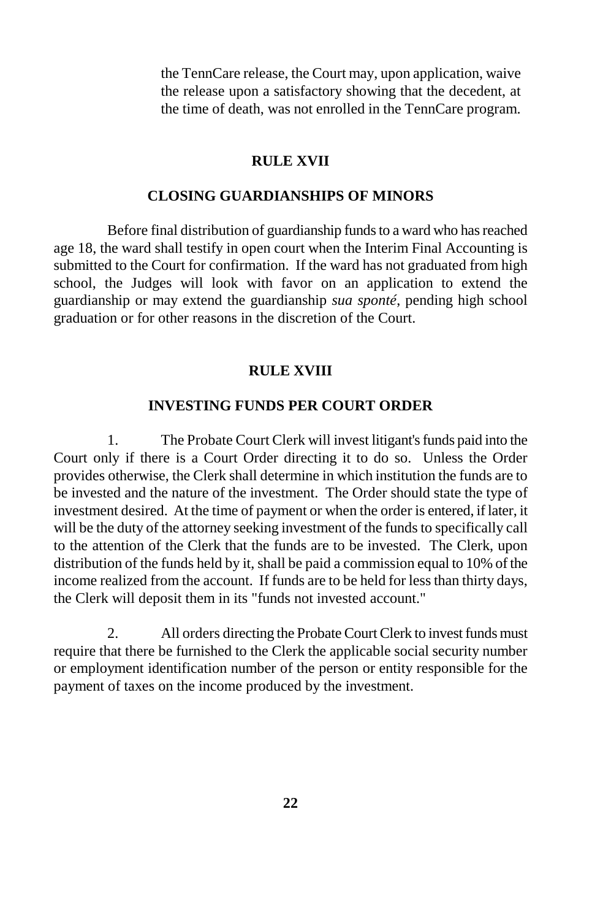the TennCare release, the Court may, upon application, waive the release upon a satisfactory showing that the decedent, at the time of death, was not enrolled in the TennCare program.

## RULE XVII

## CLOSING GUARDIANSHIPS OF MINORS

Before final distribution of guardianship funds to a ward who has reached age 18, the ward shall testify in open court when the Interim Final Accounting is submitted to the Court for confirmation. If the ward has not graduated from high school, the Judges will look with favor on an application to extend the guardianship or may extend the guardianship *sua sponté*, pending high school graduation or for other reasons in the discretion of the Court.

## RULE XVIII

## INVESTING FUNDS PER COURT ORDER

1. The Probate Court Clerk will invest litigant's funds paid into the Court only if there is a Court Order directing it to do so. Unless the Order provides otherwise, the Clerk shall determine in which institution the funds are to be invested and the nature of the investment. The Order should state the type of investment desired. At the time of payment or when the order is entered, if later, it will be the duty of the attorney seeking investment of the funds to specifically call to the attention of the Clerk that the funds are to be invested. The Clerk, upon distribution of the funds held by it, shall be paid a commission equal to 10% of the income realized from the account. If funds are to be held for less than thirty days, the Clerk will deposit them in its "funds not invested account."

2. All orders directing the Probate Court Clerk to invest funds must require that there be furnished to the Clerk the applicable social security number or employment identification number of the person or entity responsible for the payment of taxes on the income produced by the investment.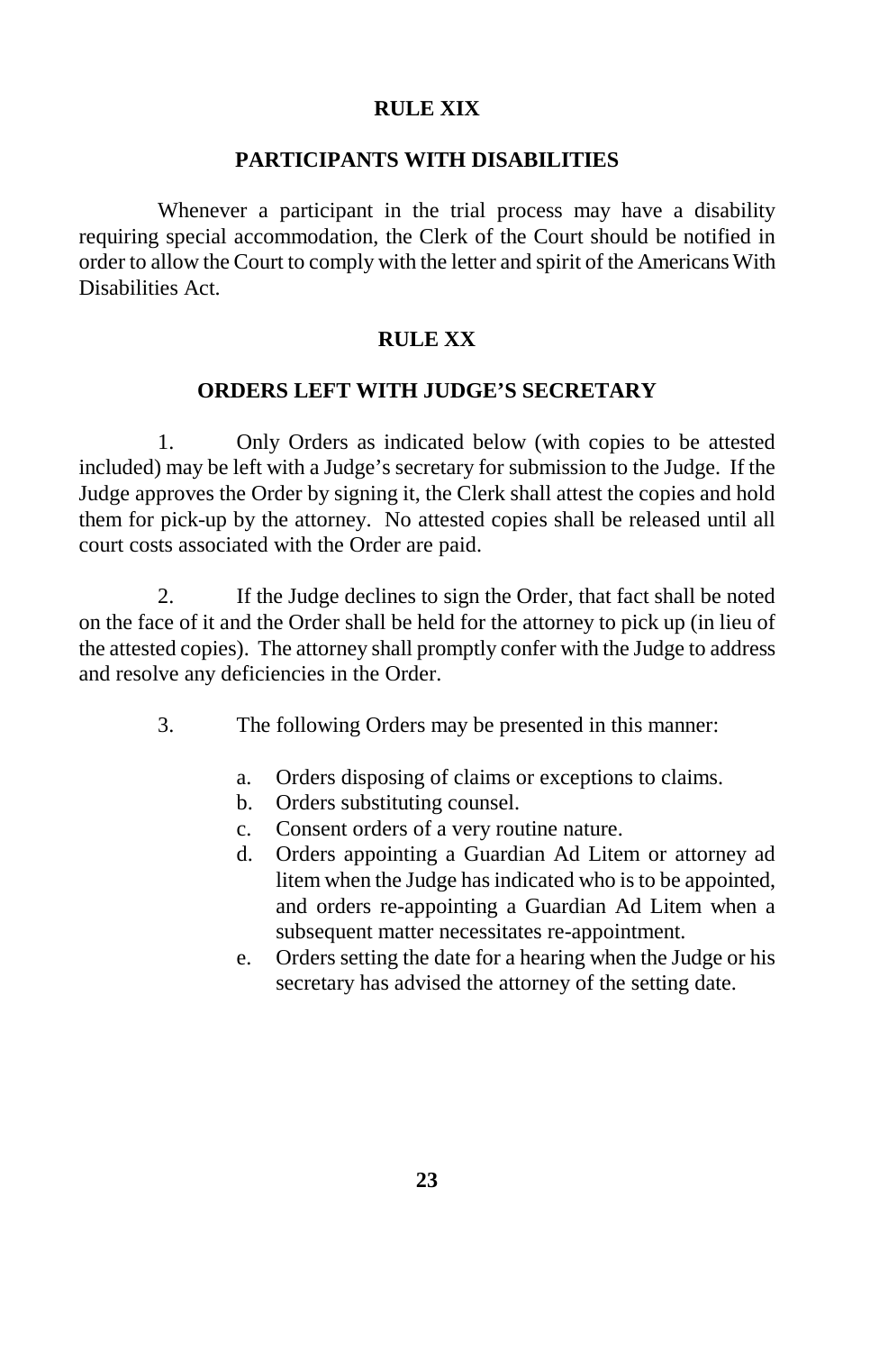## RULE XIX

## PARTICIPANTS WITH DISABILITIES

Whenever a participant in the trial process may have a disability requiring special accommodation, the Clerk of the Court should be notified in order to allow the Court to comply with the letter and spirit of the Americans With Disabilities Act.

## RULE XX

## ORDERS LEFT WITH JUDGE'S SECRETARY

1. Only Orders as indicated below (with copies to be attested included) may be left with a Judge's secretary for submission to the Judge. If the Judge approves the Order by signing it, the Clerk shall attest the copies and hold them for pick-up by the attorney. No attested copies shall be released until all court costs associated with the Order are paid.

2. If the Judge declines to sign the Order, that fact shall be noted on the face of it and the Order shall be held for the attorney to pick up (in lieu of the attested copies). The attorney shall promptly confer with the Judge to address and resolve any deficiencies in the Order.

3. The following Orders may be presented in this manner:

   a. Orders disposing of claims or exceptions to claims.
   b. Orders substituting counsel.
   c. Consent orders of a very routine nature.
   d. Orders appointing a Guardian Ad Litem or attorney ad litem when the Judge has indicated who is to be appointed, and orders re-appointing a Guardian Ad Litem when a subsequent matter necessitates re-appointment.
   e. Orders setting the date for a hearing when the Judge or his secretary has advised the attorney of the setting date.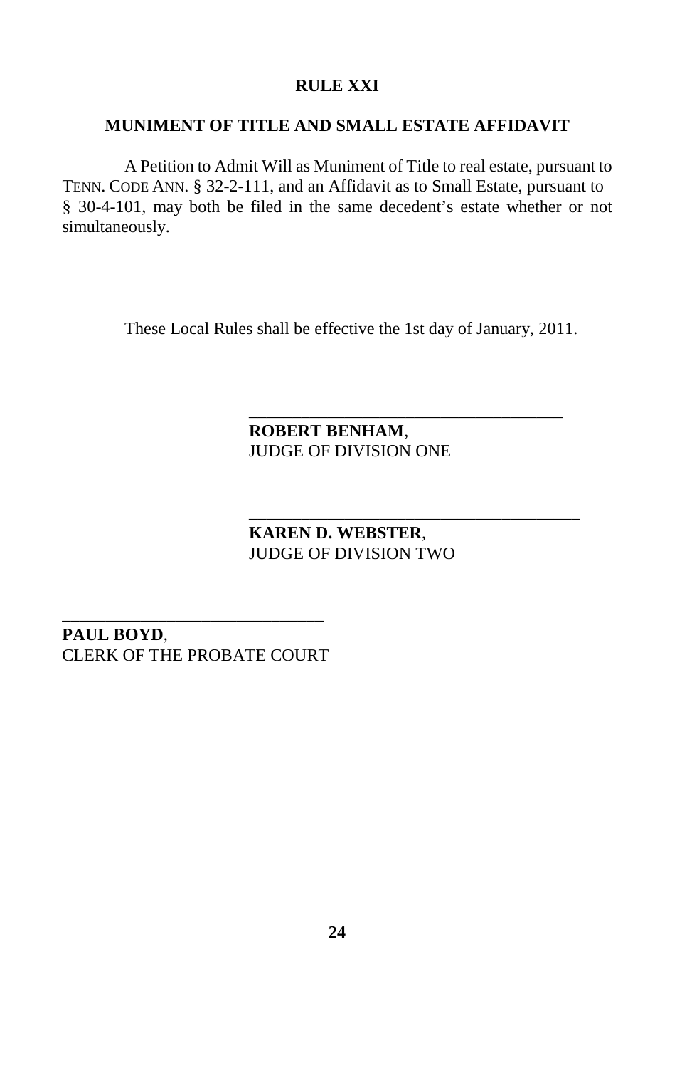## RULE XXI

### MUNIMENT OF TITLE AND SMALL ESTATE AFFIDAVIT

A Petition to Admit Will as Muniment of Title to real estate, pursuant to TENN. CODE ANN. § 32-2-111, and an Affidavit as to Small Estate, pursuant to § 30-4-101, may both be filed in the same decedent's estate whether or not simultaneously.

These Local Rules shall be effective the 1st day of January, 2011.

\_\_\_\_\_\_\_\_\_\_\_\_\_\_\_\_\_\_\_\_\_\_\_\_\_\_\_\_\_\_\_\_\_\_\_\_\_\_

**ROBERT BENHAM**,
JUDGE OF DIVISION ONE

\_\_\_\_\_\_\_\_\_\_\_\_\_\_\_\_\_\_\_\_\_\_\_\_\_\_\_\_\_\_\_\_\_\_\_\_\_\_

**KAREN D. WEBSTER**,
JUDGE OF DIVISION TWO

\_\_\_\_\_\_\_\_\_\_\_\_\_\_\_\_\_\_\_\_\_\_\_\_\_\_\_\_\_\_\_\_\_\_\_\_\_\_

**PAUL BOYD**,
CLERK OF THE PROBATE COURT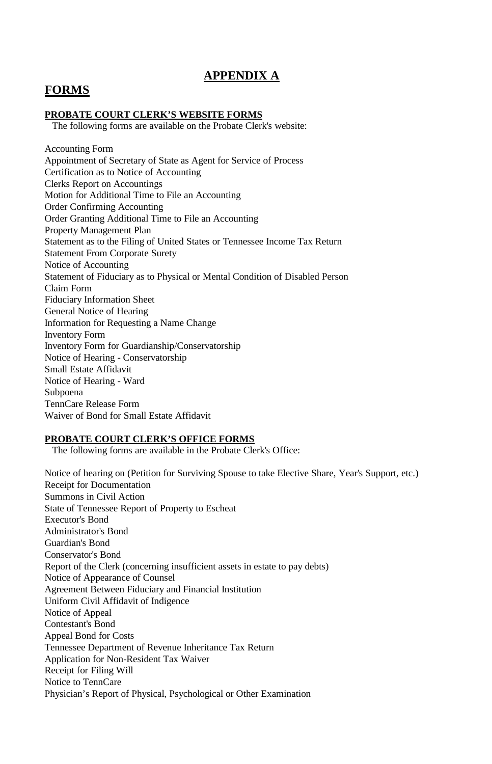# APPENDIX A

## FORMS

### PROBATE COURT CLERK'S WEBSITE FORMS

The following forms are available on the Probate Clerk's website:

Accounting Form
Appointment of Secretary of State as Agent for Service of Process
Certification as to Notice of Accounting
Clerks Report on Accountings
Motion for Additional Time to File an Accounting
Order Confirming Accounting
Order Granting Additional Time to File an Accounting
Property Management Plan
Statement as to the Filing of United States or Tennessee Income Tax Return
Statement From Corporate Surety
Notice of Accounting
Statement of Fiduciary as to Physical or Mental Condition of Disabled Person
Claim Form
Fiduciary Information Sheet
General Notice of Hearing
Information for Requesting a Name Change
Inventory Form
Inventory Form for Guardianship/Conservatorship
Notice of Hearing - Conservatorship
Small Estate Affidavit
Notice of Hearing - Ward
Subpoena
TennCare Release Form
Waiver of Bond for Small Estate Affidavit

### PROBATE COURT CLERK'S OFFICE FORMS

The following forms are available in the Probate Clerk's Office:

Notice of hearing on (Petition for Surviving Spouse to take Elective Share, Year's Support, etc.)
Receipt for Documentation
Summons in Civil Action
State of Tennessee Report of Property to Escheat
Executor's Bond
Administrator's Bond
Guardian's Bond
Conservator's Bond
Report of the Clerk (concerning insufficient assets in estate to pay debts)
Notice of Appearance of Counsel
Agreement Between Fiduciary and Financial Institution
Uniform Civil Affidavit of Indigence
Notice of Appeal
Contestant's Bond
Appeal Bond for Costs
Tennessee Department of Revenue Inheritance Tax Return
Application for Non-Resident Tax Waiver
Receipt for Filing Will
Notice to TennCare
Physician's Report of Physical, Psychological or Other Examination